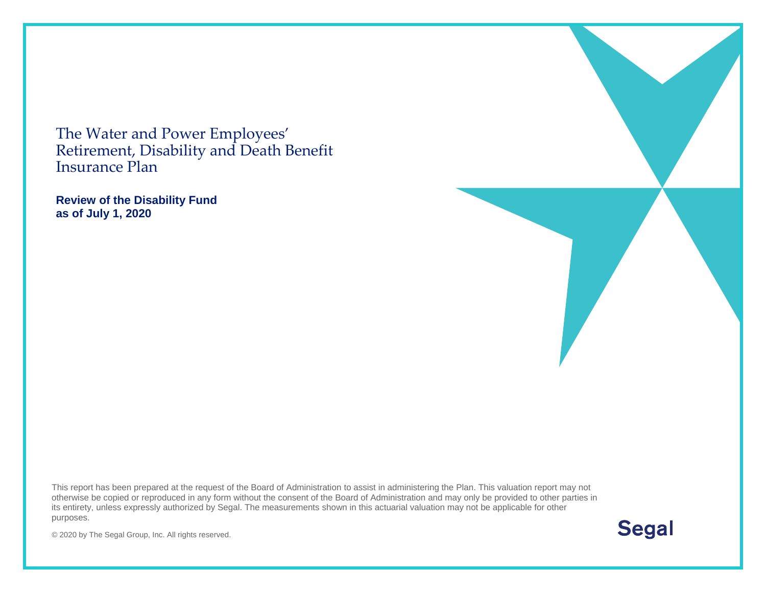# The Water and Power Employees' Retirement, Disability and Death Benefit Insurance Plan

**Review of the Disability Fund as of July 1, 2020**

This report has been prepared at the request of the Board of Administration to assist in administering the Plan. This valuation report may not otherwise be copied or reproduced in any form without the consent of the Board of Administration and may only be provided to other parties in its entirety, unless expressly authorized by Segal. The measurements shown in this actuarial valuation may not be applicable for other purposes.

© 2020 by The Segal Group, Inc. All rights reserved.

Segal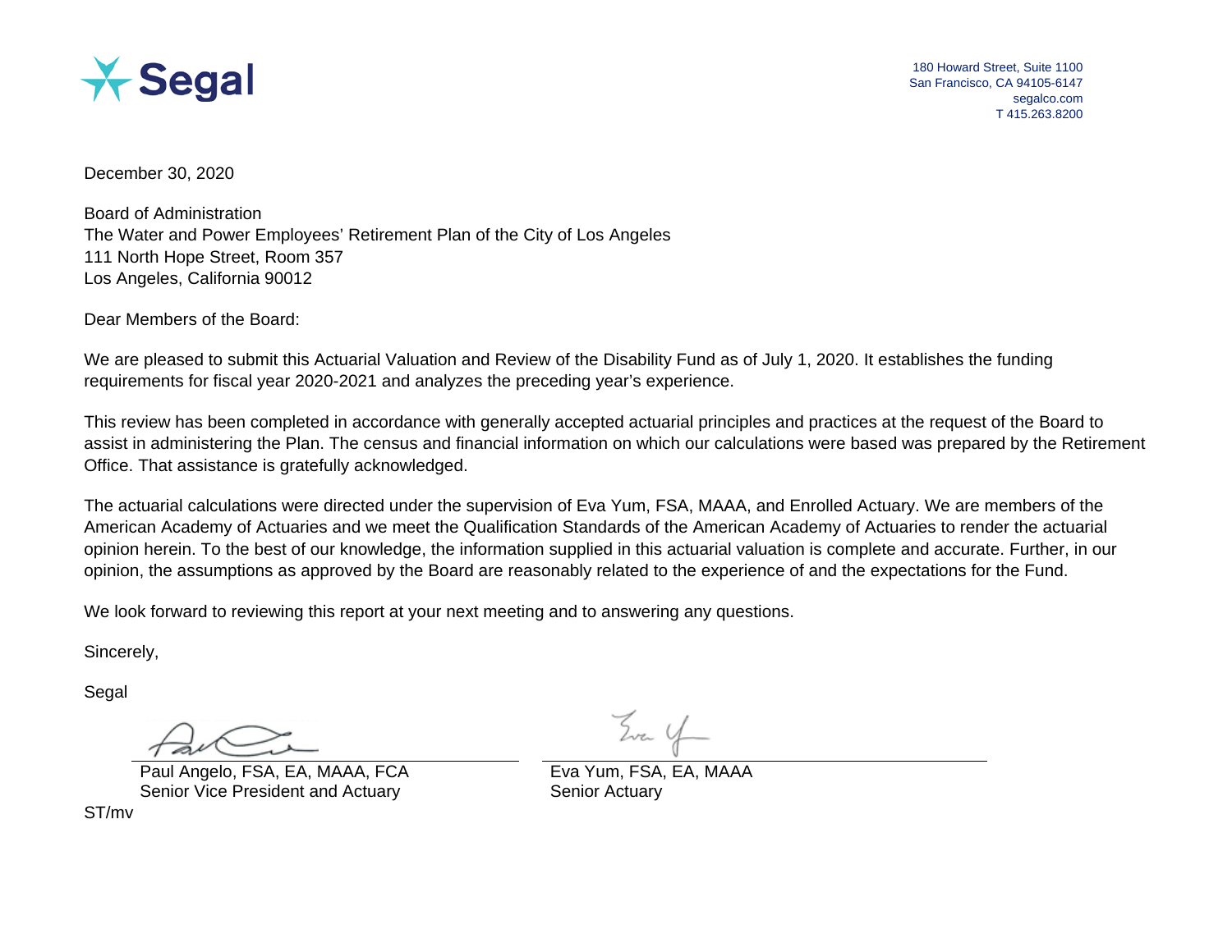Segal

180 Howard Street, Suite 1100
San Francisco, CA 94105-6147
segalco.com
T 415.263.8200

December 30, 2020

Board of Administration
The Water and Power Employees' Retirement Plan of the City of Los Angeles
111 North Hope Street, Room 357
Los Angeles, California 90012

Dear Members of the Board:

We are pleased to submit this Actuarial Valuation and Review of the Disability Fund as of July 1, 2020. It establishes the funding requirements for fiscal year 2020-2021 and analyzes the preceding year's experience.

This review has been completed in accordance with generally accepted actuarial principles and practices at the request of the Board to assist in administering the Plan. The census and financial information on which our calculations were based was prepared by the Retirement Office. That assistance is gratefully acknowledged.

The actuarial calculations were directed under the supervision of Eva Yum, FSA, MAAA, and Enrolled Actuary. We are members of the American Academy of Actuaries and we meet the Qualification Standards of the American Academy of Actuaries to render the actuarial opinion herein. To the best of our knowledge, the information supplied in this actuarial valuation is complete and accurate. Further, in our opinion, the assumptions as approved by the Board are reasonably related to the experience of and the expectations for the Fund.

We look forward to reviewing this report at your next meeting and to answering any questions.

Sincerely,

Segal

| | |
|---|---|
| Paul Angelo, FSA, EA, MAAA, FCA<br>Senior Vice President and Actuary | Eva Yum, FSA, EA, MAAA<br>Senior Actuary |

ST/mv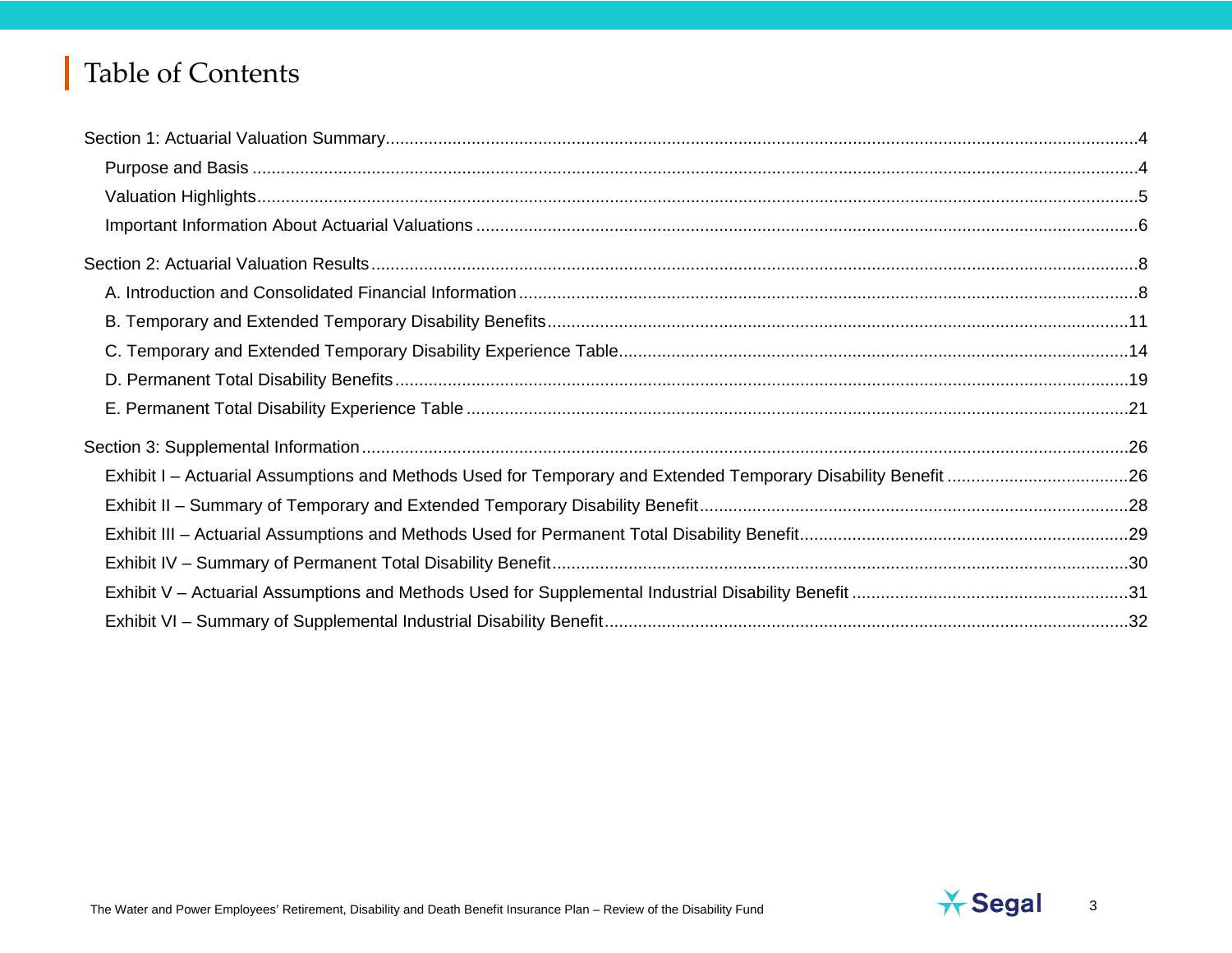# Table of Contents

Section 1: Actuarial Valuation Summary ... 4

- Purpose and Basis ... 4
- Valuation Highlights ... 5
- Important Information About Actuarial Valuations ... 6

Section 2: Actuarial Valuation Results ... 8

- A. Introduction and Consolidated Financial Information ... 8
- B. Temporary and Extended Temporary Disability Benefits ... 11
- C. Temporary and Extended Temporary Disability Experience Table ... 14
- D. Permanent Total Disability Benefits ... 19
- E. Permanent Total Disability Experience Table ... 21

Section 3: Supplemental Information ... 26

- Exhibit I – Actuarial Assumptions and Methods Used for Temporary and Extended Temporary Disability Benefit ... 26
- Exhibit II – Summary of Temporary and Extended Temporary Disability Benefit ... 28
- Exhibit III – Actuarial Assumptions and Methods Used for Permanent Total Disability Benefit ... 29
- Exhibit IV – Summary of Permanent Total Disability Benefit ... 30
- Exhibit V – Actuarial Assumptions and Methods Used for Supplemental Industrial Disability Benefit ... 31
- Exhibit VI – Summary of Supplemental Industrial Disability Benefit ... 32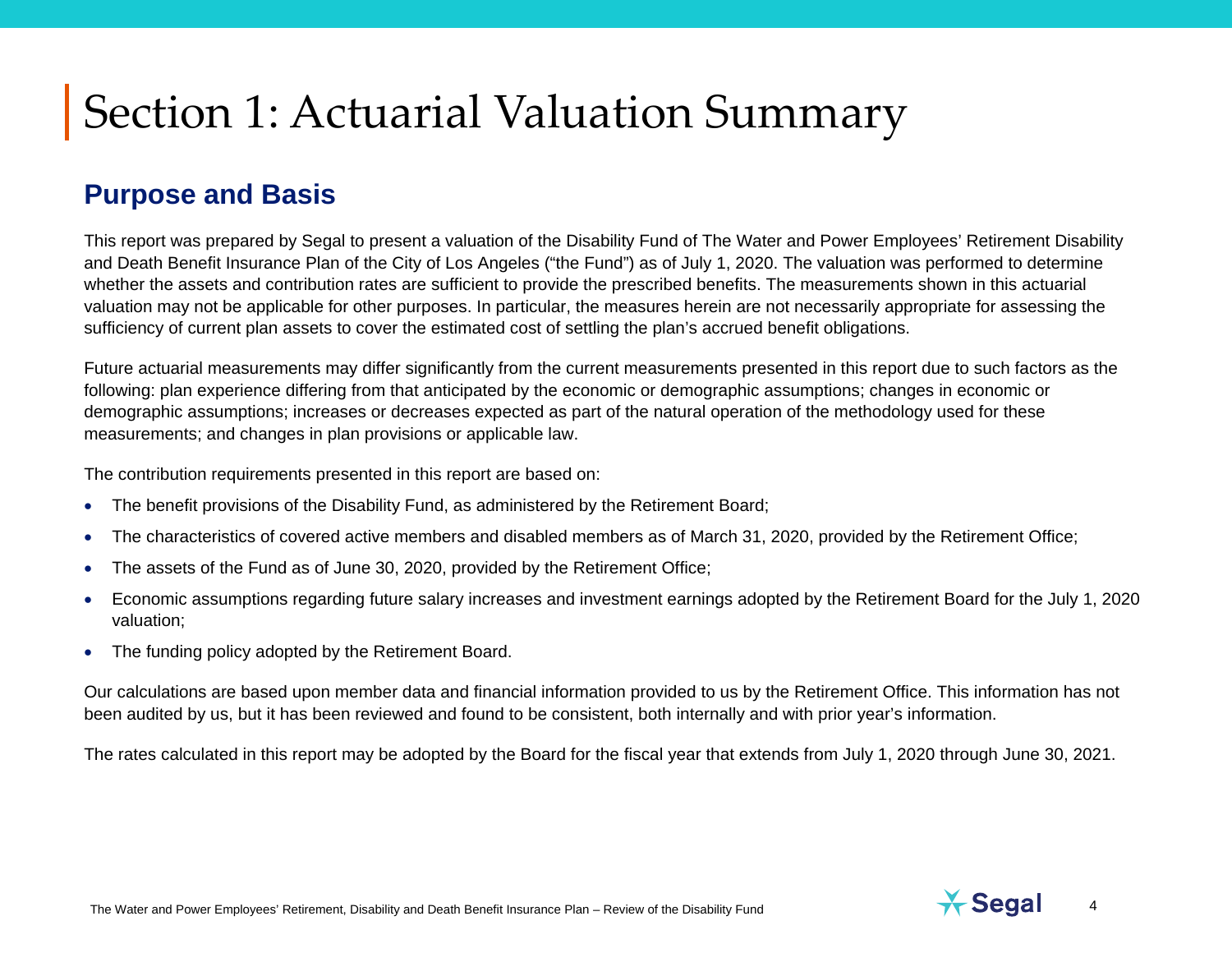# Section 1: Actuarial Valuation Summary

## Purpose and Basis

This report was prepared by Segal to present a valuation of the Disability Fund of The Water and Power Employees' Retirement Disability and Death Benefit Insurance Plan of the City of Los Angeles ("the Fund") as of July 1, 2020. The valuation was performed to determine whether the assets and contribution rates are sufficient to provide the prescribed benefits. The measurements shown in this actuarial valuation may not be applicable for other purposes. In particular, the measures herein are not necessarily appropriate for assessing the sufficiency of current plan assets to cover the estimated cost of settling the plan's accrued benefit obligations.

Future actuarial measurements may differ significantly from the current measurements presented in this report due to such factors as the following: plan experience differing from that anticipated by the economic or demographic assumptions; changes in economic or demographic assumptions; increases or decreases expected as part of the natural operation of the methodology used for these measurements; and changes in plan provisions or applicable law.

The contribution requirements presented in this report are based on:

- The benefit provisions of the Disability Fund, as administered by the Retirement Board;
- The characteristics of covered active members and disabled members as of March 31, 2020, provided by the Retirement Office;
- The assets of the Fund as of June 30, 2020, provided by the Retirement Office;
- Economic assumptions regarding future salary increases and investment earnings adopted by the Retirement Board for the July 1, 2020 valuation;
- The funding policy adopted by the Retirement Board.

Our calculations are based upon member data and financial information provided to us by the Retirement Office. This information has not been audited by us, but it has been reviewed and found to be consistent, both internally and with prior year's information.

The rates calculated in this report may be adopted by the Board for the fiscal year that extends from July 1, 2020 through June 30, 2021.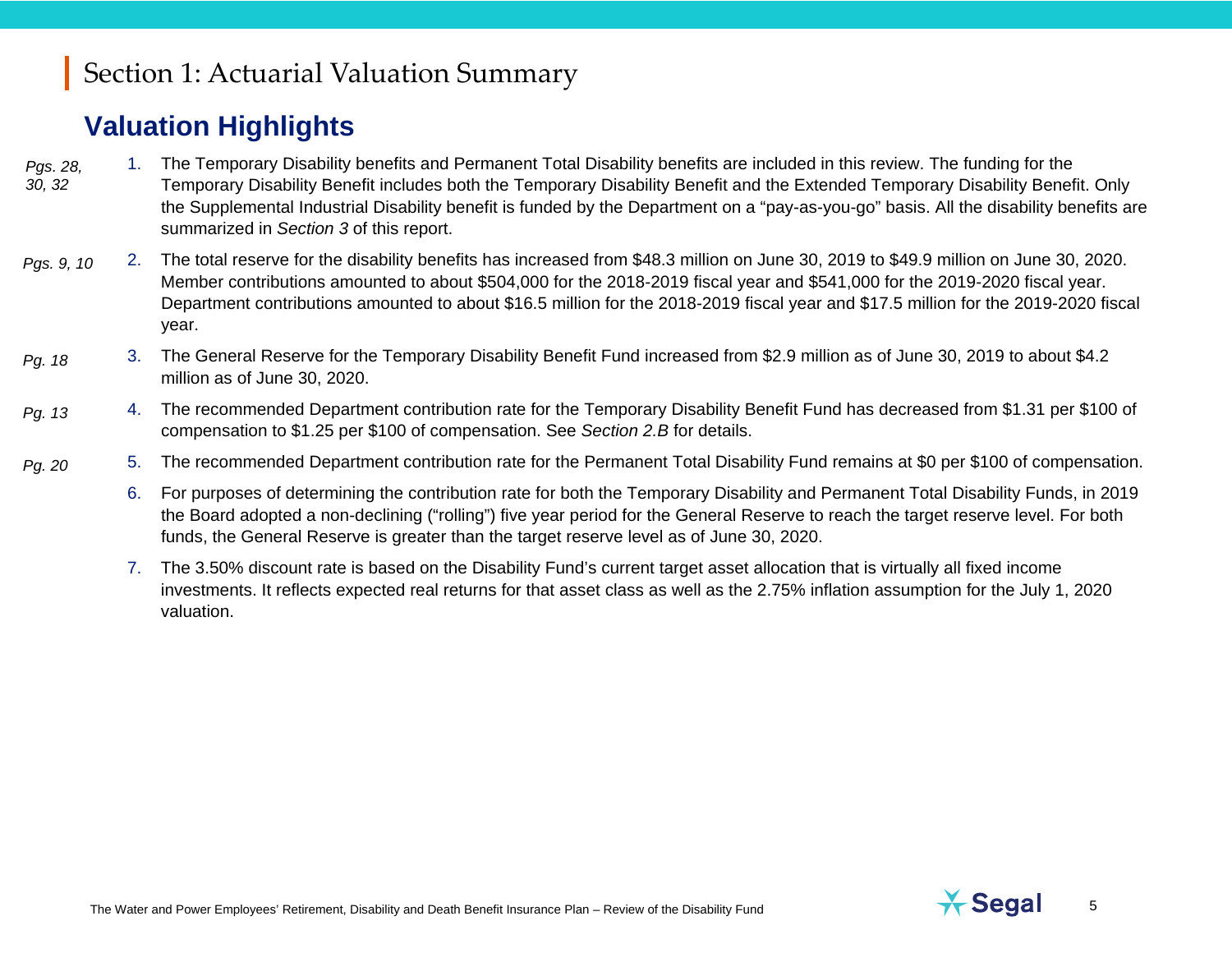# Section 1: Actuarial Valuation Summary

## Valuation Highlights

*Pgs. 28, 30, 32*

1. The Temporary Disability benefits and Permanent Total Disability benefits are included in this review. The funding for the Temporary Disability Benefit includes both the Temporary Disability Benefit and the Extended Temporary Disability Benefit. Only the Supplemental Industrial Disability benefit is funded by the Department on a "pay-as-you-go" basis. All the disability benefits are summarized in *Section 3* of this report.

*Pgs. 9, 10*

2. The total reserve for the disability benefits has increased from $48.3 million on June 30, 2019 to $49.9 million on June 30, 2020. Member contributions amounted to about $504,000 for the 2018-2019 fiscal year and $541,000 for the 2019-2020 fiscal year. Department contributions amounted to about $16.5 million for the 2018-2019 fiscal year and $17.5 million for the 2019-2020 fiscal year.

*Pg. 18*

3. The General Reserve for the Temporary Disability Benefit Fund increased from $2.9 million as of June 30, 2019 to about $4.2 million as of June 30, 2020.

*Pg. 13*

4. The recommended Department contribution rate for the Temporary Disability Benefit Fund has decreased from $1.31 per $100 of compensation to $1.25 per $100 of compensation. See *Section 2.B* for details.

*Pg. 20*

5. The recommended Department contribution rate for the Permanent Total Disability Fund remains at $0 per $100 of compensation.

6. For purposes of determining the contribution rate for both the Temporary Disability and Permanent Total Disability Funds, in 2019 the Board adopted a non-declining ("rolling") five year period for the General Reserve to reach the target reserve level. For both funds, the General Reserve is greater than the target reserve level as of June 30, 2020.

7. The 3.50% discount rate is based on the Disability Fund's current target asset allocation that is virtually all fixed income investments. It reflects expected real returns for that asset class as well as the 2.75% inflation assumption for the July 1, 2020 valuation.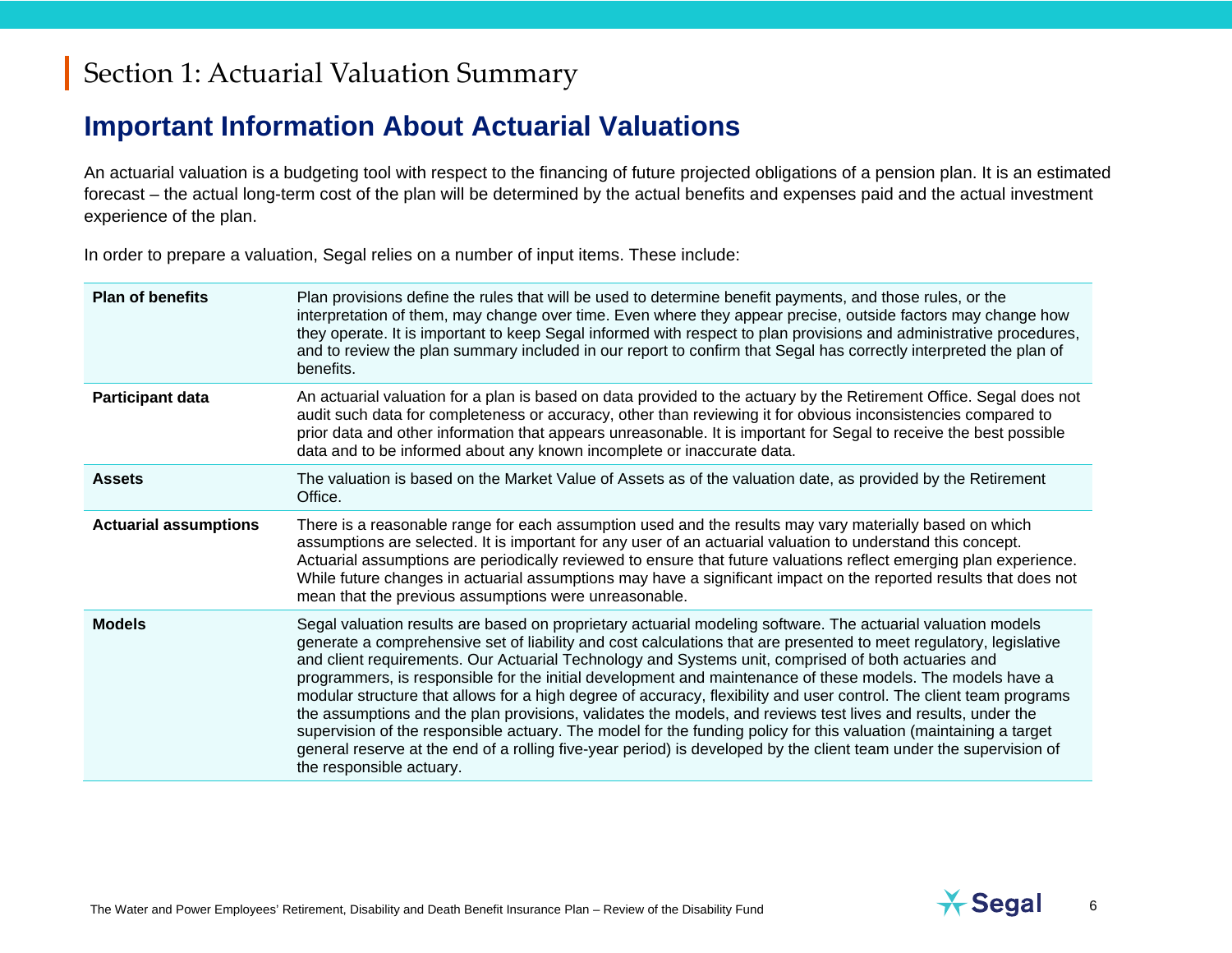# Section 1: Actuarial Valuation Summary

## Important Information About Actuarial Valuations

An actuarial valuation is a budgeting tool with respect to the financing of future projected obligations of a pension plan. It is an estimated forecast – the actual long-term cost of the plan will be determined by the actual benefits and expenses paid and the actual investment experience of the plan.

In order to prepare a valuation, Segal relies on a number of input items. These include:

| | |
|---|---|
| **Plan of benefits** | Plan provisions define the rules that will be used to determine benefit payments, and those rules, or the interpretation of them, may change over time. Even where they appear precise, outside factors may change how they operate. It is important to keep Segal informed with respect to plan provisions and administrative procedures, and to review the plan summary included in our report to confirm that Segal has correctly interpreted the plan of benefits. |
| **Participant data** | An actuarial valuation for a plan is based on data provided to the actuary by the Retirement Office. Segal does not audit such data for completeness or accuracy, other than reviewing it for obvious inconsistencies compared to prior data and other information that appears unreasonable. It is important for Segal to receive the best possible data and to be informed about any known incomplete or inaccurate data. |
| **Assets** | The valuation is based on the Market Value of Assets as of the valuation date, as provided by the Retirement Office. |
| **Actuarial assumptions** | There is a reasonable range for each assumption used and the results may vary materially based on which assumptions are selected. It is important for any user of an actuarial valuation to understand this concept. Actuarial assumptions are periodically reviewed to ensure that future valuations reflect emerging plan experience. While future changes in actuarial assumptions may have a significant impact on the reported results that does not mean that the previous assumptions were unreasonable. |
| **Models** | Segal valuation results are based on proprietary actuarial modeling software. The actuarial valuation models generate a comprehensive set of liability and cost calculations that are presented to meet regulatory, legislative and client requirements. Our Actuarial Technology and Systems unit, comprised of both actuaries and programmers, is responsible for the initial development and maintenance of these models. The models have a modular structure that allows for a high degree of accuracy, flexibility and user control. The client team programs the assumptions and the plan provisions, validates the models, and reviews test lives and results, under the supervision of the responsible actuary. The model for the funding policy for this valuation (maintaining a target general reserve at the end of a rolling five-year period) is developed by the client team under the supervision of the responsible actuary. |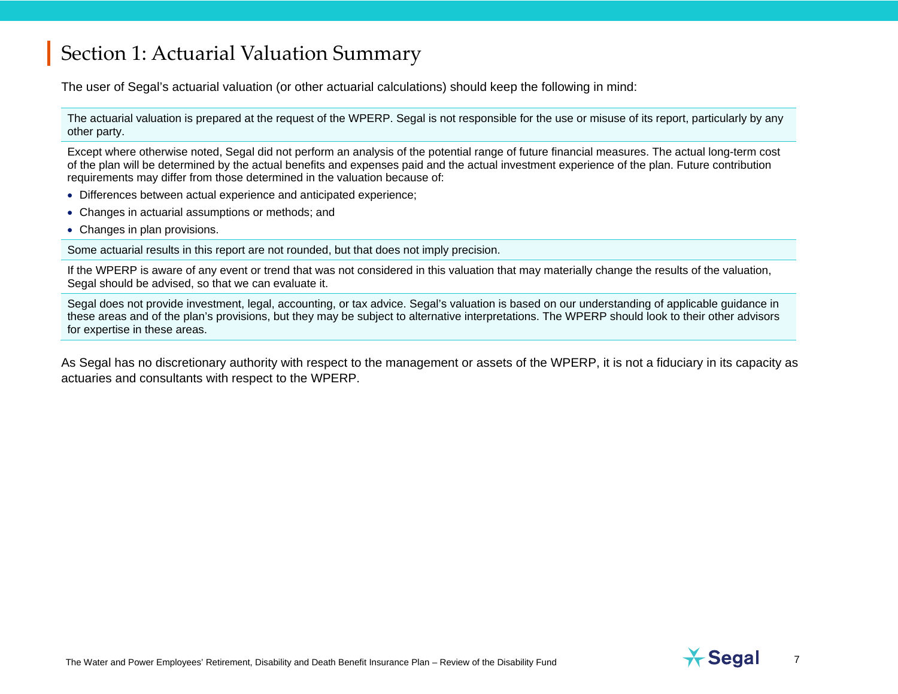## Section 1: Actuarial Valuation Summary

The user of Segal's actuarial valuation (or other actuarial calculations) should keep the following in mind:

The actuarial valuation is prepared at the request of the WPERP. Segal is not responsible for the use or misuse of its report, particularly by any other party.

Except where otherwise noted, Segal did not perform an analysis of the potential range of future financial measures. The actual long-term cost of the plan will be determined by the actual benefits and expenses paid and the actual investment experience of the plan. Future contribution requirements may differ from those determined in the valuation because of:

- Differences between actual experience and anticipated experience;
- Changes in actuarial assumptions or methods; and
- Changes in plan provisions.

Some actuarial results in this report are not rounded, but that does not imply precision.

If the WPERP is aware of any event or trend that was not considered in this valuation that may materially change the results of the valuation, Segal should be advised, so that we can evaluate it.

Segal does not provide investment, legal, accounting, or tax advice. Segal's valuation is based on our understanding of applicable guidance in these areas and of the plan's provisions, but they may be subject to alternative interpretations. The WPERP should look to their other advisors for expertise in these areas.

As Segal has no discretionary authority with respect to the management or assets of the WPERP, it is not a fiduciary in its capacity as actuaries and consultants with respect to the WPERP.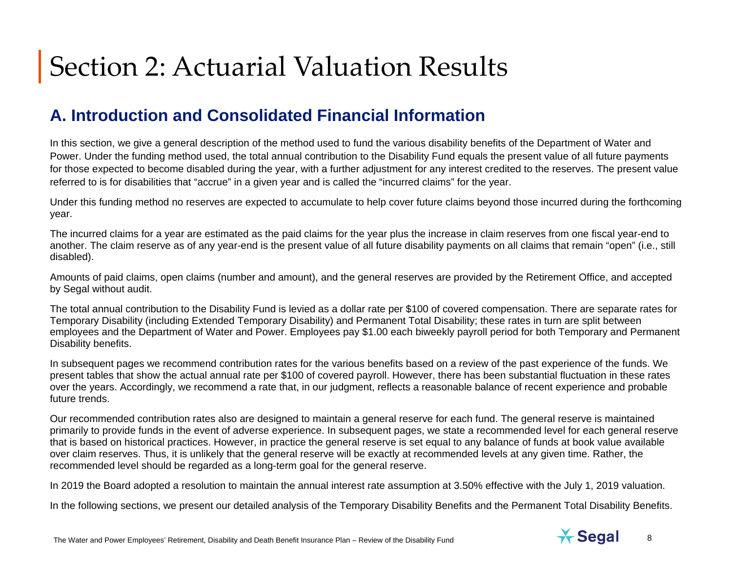# Section 2: Actuarial Valuation Results

## A. Introduction and Consolidated Financial Information

In this section, we give a general description of the method used to fund the various disability benefits of the Department of Water and Power. Under the funding method used, the total annual contribution to the Disability Fund equals the present value of all future payments for those expected to become disabled during the year, with a further adjustment for any interest credited to the reserves. The present value referred to is for disabilities that "accrue" in a given year and is called the "incurred claims" for the year.

Under this funding method no reserves are expected to accumulate to help cover future claims beyond those incurred during the forthcoming year.

The incurred claims for a year are estimated as the paid claims for the year plus the increase in claim reserves from one fiscal year-end to another. The claim reserve as of any year-end is the present value of all future disability payments on all claims that remain "open" (i.e., still disabled).

Amounts of paid claims, open claims (number and amount), and the general reserves are provided by the Retirement Office, and accepted by Segal without audit.

The total annual contribution to the Disability Fund is levied as a dollar rate per $100 of covered compensation. There are separate rates for Temporary Disability (including Extended Temporary Disability) and Permanent Total Disability; these rates in turn are split between employees and the Department of Water and Power. Employees pay $1.00 each biweekly payroll period for both Temporary and Permanent Disability benefits.

In subsequent pages we recommend contribution rates for the various benefits based on a review of the past experience of the funds. We present tables that show the actual annual rate per $100 of covered payroll. However, there has been substantial fluctuation in these rates over the years. Accordingly, we recommend a rate that, in our judgment, reflects a reasonable balance of recent experience and probable future trends.

Our recommended contribution rates also are designed to maintain a general reserve for each fund. The general reserve is maintained primarily to provide funds in the event of adverse experience. In subsequent pages, we state a recommended level for each general reserve that is based on historical practices. However, in practice the general reserve is set equal to any balance of funds at book value available over claim reserves. Thus, it is unlikely that the general reserve will be exactly at recommended levels at any given time. Rather, the recommended level should be regarded as a long-term goal for the general reserve.

In 2019 the Board adopted a resolution to maintain the annual interest rate assumption at 3.50% effective with the July 1, 2019 valuation.

In the following sections, we present our detailed analysis of the Temporary Disability Benefits and the Permanent Total Disability Benefits.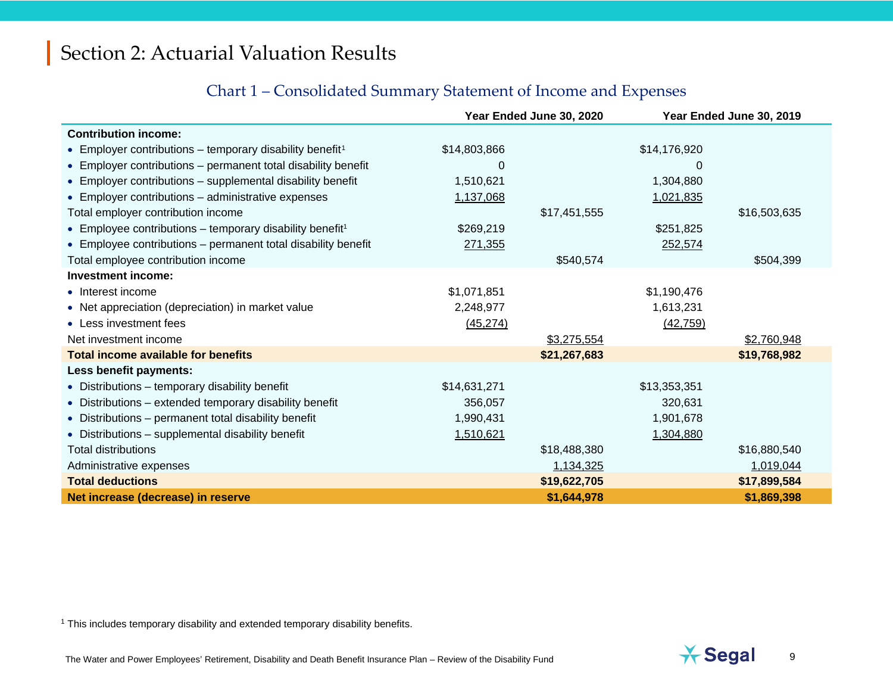# Section 2: Actuarial Valuation Results

## Chart 1 – Consolidated Summary Statement of Income and Expenses

| | Year Ended June 30, 2020 | | Year Ended June 30, 2019 | |
|---|---|---|---|---|
| **Contribution income:** | | | | |
| • Employer contributions – temporary disability benefit[1] | $14,803,866 | | $14,176,920 | |
| • Employer contributions – permanent total disability benefit | 0 | | 0 | |
| • Employer contributions – supplemental disability benefit | 1,510,621 | | 1,304,880 | |
| • Employer contributions – administrative expenses | 1,137,068 | | 1,021,835 | |
| Total employer contribution income | | $17,451,555 | | $16,503,635 |
| • Employee contributions – temporary disability benefit[1] | $269,219 | | $251,825 | |
| • Employee contributions – permanent total disability benefit | 271,355 | | 252,574 | |
| Total employee contribution income | | $540,574 | | $504,399 |
| **Investment income:** | | | | |
| • Interest income | $1,071,851 | | $1,190,476 | |
| • Net appreciation (depreciation) in market value | 2,248,977 | | 1,613,231 | |
| • Less investment fees | (45,274) | | (42,759) | |
| Net investment income | | $3,275,554 | | $2,760,948 |
| **Total income available for benefits** | | **$21,267,683** | | **$19,768,982** |
| **Less benefit payments:** | | | | |
| • Distributions – temporary disability benefit | $14,631,271 | | $13,353,351 | |
| • Distributions – extended temporary disability benefit | 356,057 | | 320,631 | |
| • Distributions – permanent total disability benefit | 1,990,431 | | 1,901,678 | |
| • Distributions – supplemental disability benefit | 1,510,621 | | 1,304,880 | |
| Total distributions | | $18,488,380 | | $16,880,540 |
| Administrative expenses | | 1,134,325 | | 1,019,044 |
| **Total deductions** | | **$19,622,705** | | **$17,899,584** |
| **Net increase (decrease) in reserve** | | **$1,644,978** | | **$1,869,398** |

[1] This includes temporary disability and extended temporary disability benefits.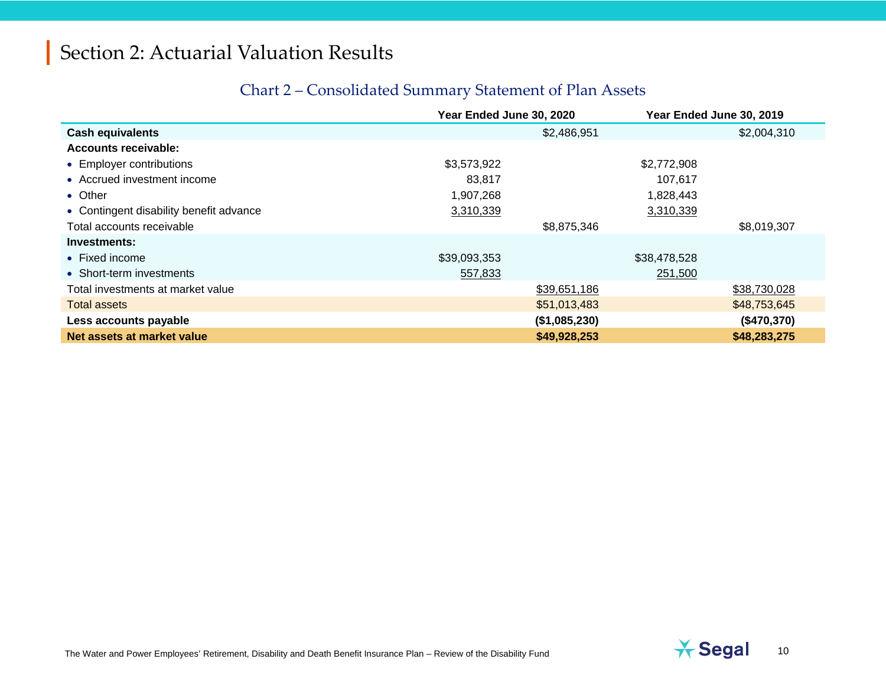# Section 2: Actuarial Valuation Results

## Chart 2 – Consolidated Summary Statement of Plan Assets

| | Year Ended June 30, 2020 | | Year Ended June 30, 2019 | |
|---|---|---|---|---|
| **Cash equivalents** | | $2,486,951 | | $2,004,310 |
| **Accounts receivable:** | | | | |
| • Employer contributions | $3,573,922 | | $2,772,908 | |
| • Accrued investment income | 83,817 | | 107,617 | |
| • Other | 1,907,268 | | 1,828,443 | |
| • Contingent disability benefit advance | 3,310,339 | | 3,310,339 | |
| Total accounts receivable | | $8,875,346 | | $8,019,307 |
| **Investments:** | | | | |
| • Fixed income | $39,093,353 | | $38,478,528 | |
| • Short-term investments | 557,833 | | 251,500 | |
| Total investments at market value | | $39,651,186 | | $38,730,028 |
| Total assets | | $51,013,483 | | $48,753,645 |
| **Less accounts payable** | | **($1,085,230)** | | **($470,370)** |
| **Net assets at market value** | | **$49,928,253** | | **$48,283,275** |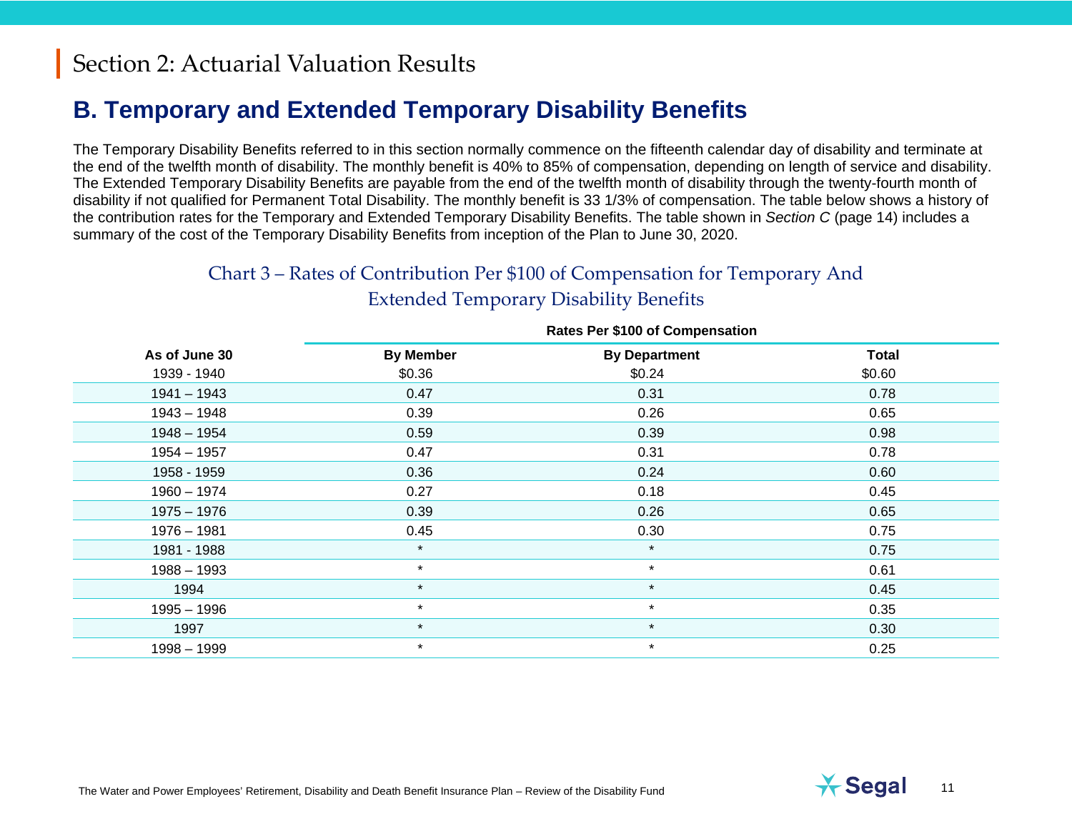# Section 2: Actuarial Valuation Results

## B. Temporary and Extended Temporary Disability Benefits

The Temporary Disability Benefits referred to in this section normally commence on the fifteenth calendar day of disability and terminate at the end of the twelfth month of disability. The monthly benefit is 40% to 85% of compensation, depending on length of service and disability. The Extended Temporary Disability Benefits are payable from the end of the twelfth month of disability through the twenty-fourth month of disability if not qualified for Permanent Total Disability. The monthly benefit is 33 1/3% of compensation. The table below shows a history of the contribution rates for the Temporary and Extended Temporary Disability Benefits. The table shown in *Section C* (page 14) includes a summary of the cost of the Temporary Disability Benefits from inception of the Plan to June 30, 2020.

### Chart 3 – Rates of Contribution Per $100 of Compensation for Temporary And Extended Temporary Disability Benefits

| | **Rates Per $100 of Compensation** | | |
|---|---|---|---|
| **As of June 30** | **By Member** | **By Department** | **Total** |
| 1939 - 1940 | $0.36 | $0.24 | $0.60 |
| 1941 – 1943 | 0.47 | 0.31 | 0.78 |
| 1943 – 1948 | 0.39 | 0.26 | 0.65 |
| 1948 – 1954 | 0.59 | 0.39 | 0.98 |
| 1954 – 1957 | 0.47 | 0.31 | 0.78 |
| 1958 - 1959 | 0.36 | 0.24 | 0.60 |
| 1960 – 1974 | 0.27 | 0.18 | 0.45 |
| 1975 – 1976 | 0.39 | 0.26 | 0.65 |
| 1976 – 1981 | 0.45 | 0.30 | 0.75 |
| 1981 - 1988 | * | * | 0.75 |
| 1988 – 1993 | * | * | 0.61 |
| 1994 | * | * | 0.45 |
| 1995 – 1996 | * | * | 0.35 |
| 1997 | * | * | 0.30 |
| 1998 – 1999 | * | * | 0.25 |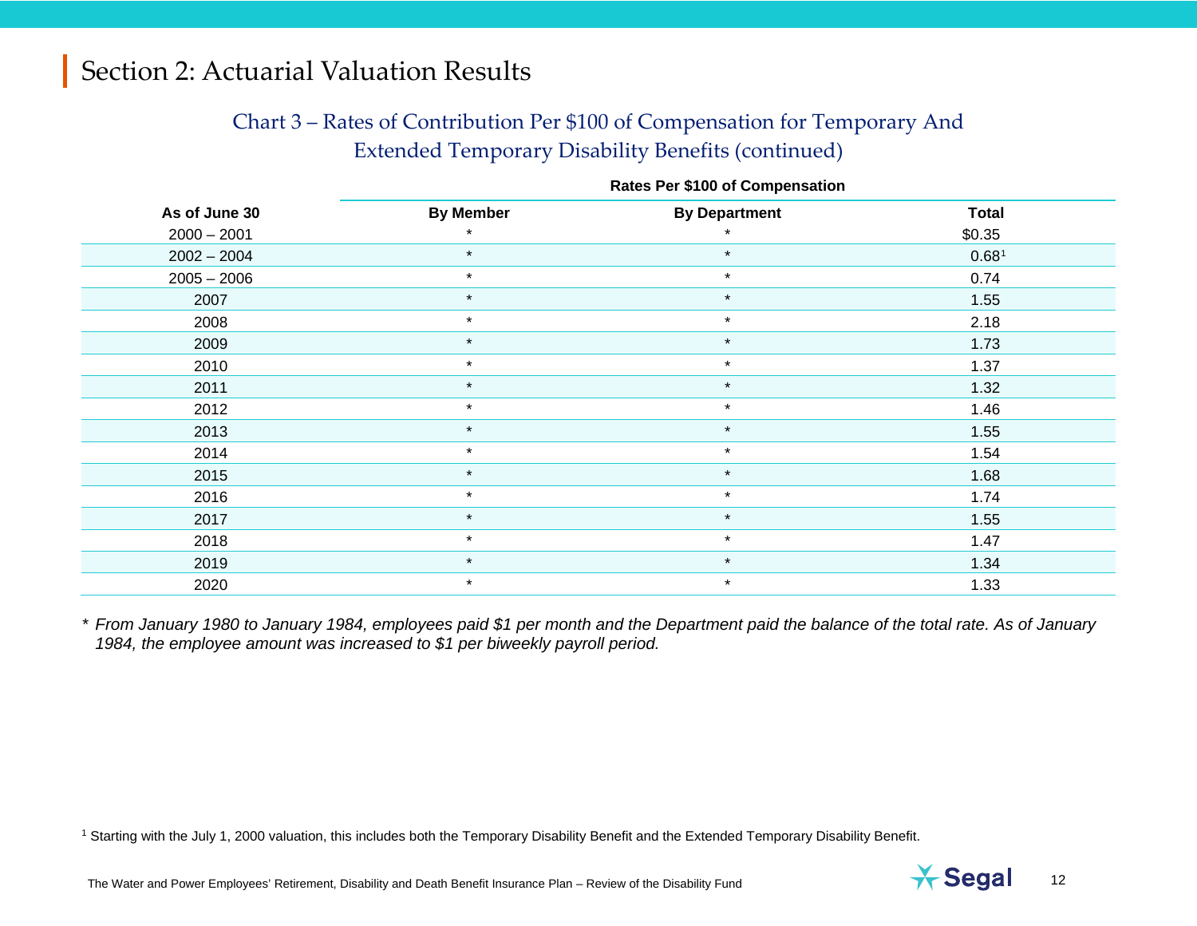## Section 2: Actuarial Valuation Results

### Chart 3 – Rates of Contribution Per $100 of Compensation for Temporary And Extended Temporary Disability Benefits (continued)

| As of June 30 | Rates Per $100 of Compensation | | |
|---|---|---|---|
| | **By Member** | **By Department** | **Total** |
| 2000 – 2001 | * | * | $0.35 |
| 2002 – 2004 | * | * | 0.68[1] |
| 2005 – 2006 | * | * | 0.74 |
| 2007 | * | * | 1.55 |
| 2008 | * | * | 2.18 |
| 2009 | * | * | 1.73 |
| 2010 | * | * | 1.37 |
| 2011 | * | * | 1.32 |
| 2012 | * | * | 1.46 |
| 2013 | * | * | 1.55 |
| 2014 | * | * | 1.54 |
| 2015 | * | * | 1.68 |
| 2016 | * | * | 1.74 |
| 2017 | * | * | 1.55 |
| 2018 | * | * | 1.47 |
| 2019 | * | * | 1.34 |
| 2020 | * | * | 1.33 |

* *From January 1980 to January 1984, employees paid $1 per month and the Department paid the balance of the total rate. As of January 1984, the employee amount was increased to $1 per biweekly payroll period.*

[1] Starting with the July 1, 2000 valuation, this includes both the Temporary Disability Benefit and the Extended Temporary Disability Benefit.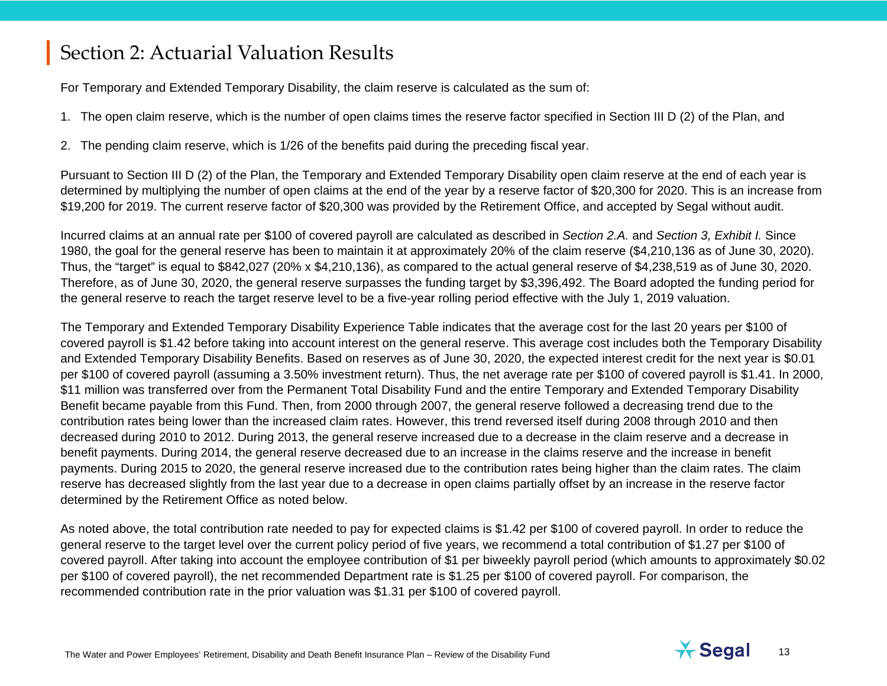## Section 2: Actuarial Valuation Results

For Temporary and Extended Temporary Disability, the claim reserve is calculated as the sum of:

1. The open claim reserve, which is the number of open claims times the reserve factor specified in Section III D (2) of the Plan, and
2. The pending claim reserve, which is 1/26 of the benefits paid during the preceding fiscal year.

Pursuant to Section III D (2) of the Plan, the Temporary and Extended Temporary Disability open claim reserve at the end of each year is determined by multiplying the number of open claims at the end of the year by a reserve factor of $20,300 for 2020. This is an increase from $19,200 for 2019. The current reserve factor of $20,300 was provided by the Retirement Office, and accepted by Segal without audit.

Incurred claims at an annual rate per $100 of covered payroll are calculated as described in *Section 2.A.* and *Section 3, Exhibit I.* Since 1980, the goal for the general reserve has been to maintain it at approximately 20% of the claim reserve ($4,210,136 as of June 30, 2020). Thus, the "target" is equal to $842,027 (20% x $4,210,136), as compared to the actual general reserve of $4,238,519 as of June 30, 2020. Therefore, as of June 30, 2020, the general reserve surpasses the funding target by $3,396,492. The Board adopted the funding period for the general reserve to reach the target reserve level to be a five-year rolling period effective with the July 1, 2019 valuation.

The Temporary and Extended Temporary Disability Experience Table indicates that the average cost for the last 20 years per $100 of covered payroll is $1.42 before taking into account interest on the general reserve. This average cost includes both the Temporary Disability and Extended Temporary Disability Benefits. Based on reserves as of June 30, 2020, the expected interest credit for the next year is $0.01 per $100 of covered payroll (assuming a 3.50% investment return). Thus, the net average rate per $100 of covered payroll is $1.41. In 2000, $11 million was transferred over from the Permanent Total Disability Fund and the entire Temporary and Extended Temporary Disability Benefit became payable from this Fund. Then, from 2000 through 2007, the general reserve followed a decreasing trend due to the contribution rates being lower than the increased claim rates. However, this trend reversed itself during 2008 through 2010 and then decreased during 2010 to 2012. During 2013, the general reserve increased due to a decrease in the claim reserve and a decrease in benefit payments. During 2014, the general reserve decreased due to an increase in the claims reserve and the increase in benefit payments. During 2015 to 2020, the general reserve increased due to the contribution rates being higher than the claim rates. The claim reserve has decreased slightly from the last year due to a decrease in open claims partially offset by an increase in the reserve factor determined by the Retirement Office as noted below.

As noted above, the total contribution rate needed to pay for expected claims is $1.42 per $100 of covered payroll. In order to reduce the general reserve to the target level over the current policy period of five years, we recommend a total contribution of $1.27 per $100 of covered payroll. After taking into account the employee contribution of $1 per biweekly payroll period (which amounts to approximately $0.02 per $100 of covered payroll), the net recommended Department rate is $1.25 per $100 of covered payroll. For comparison, the recommended contribution rate in the prior valuation was $1.31 per $100 of covered payroll.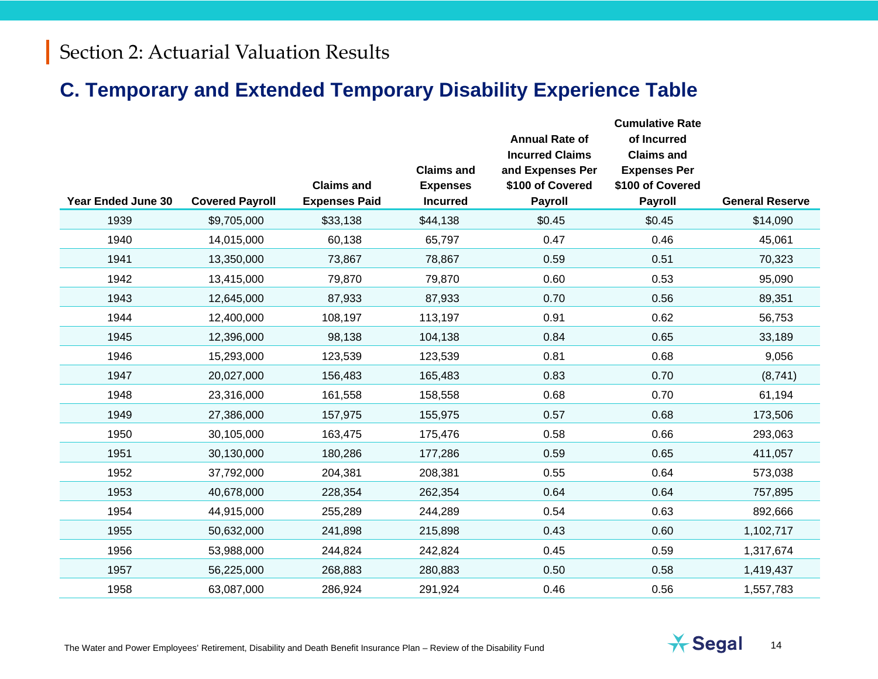# Section 2: Actuarial Valuation Results

## C. Temporary and Extended Temporary Disability Experience Table

| Year Ended June 30 | Covered Payroll | Claims and Expenses Paid | Claims and Expenses Incurred | Annual Rate of Incurred Claims and Expenses Per $100 of Covered Payroll | Cumulative Rate of Incurred Claims and Expenses Per $100 of Covered Payroll | General Reserve |
|---|---|---|---|---|---|---|
| 1939 | $9,705,000 | $33,138 | $44,138 | $0.45 | $0.45 | $14,090 |
| 1940 | 14,015,000 | 60,138 | 65,797 | 0.47 | 0.46 | 45,061 |
| 1941 | 13,350,000 | 73,867 | 78,867 | 0.59 | 0.51 | 70,323 |
| 1942 | 13,415,000 | 79,870 | 79,870 | 0.60 | 0.53 | 95,090 |
| 1943 | 12,645,000 | 87,933 | 87,933 | 0.70 | 0.56 | 89,351 |
| 1944 | 12,400,000 | 108,197 | 113,197 | 0.91 | 0.62 | 56,753 |
| 1945 | 12,396,000 | 98,138 | 104,138 | 0.84 | 0.65 | 33,189 |
| 1946 | 15,293,000 | 123,539 | 123,539 | 0.81 | 0.68 | 9,056 |
| 1947 | 20,027,000 | 156,483 | 165,483 | 0.83 | 0.70 | (8,741) |
| 1948 | 23,316,000 | 161,558 | 158,558 | 0.68 | 0.70 | 61,194 |
| 1949 | 27,386,000 | 157,975 | 155,975 | 0.57 | 0.68 | 173,506 |
| 1950 | 30,105,000 | 163,475 | 175,476 | 0.58 | 0.66 | 293,063 |
| 1951 | 30,130,000 | 180,286 | 177,286 | 0.59 | 0.65 | 411,057 |
| 1952 | 37,792,000 | 204,381 | 208,381 | 0.55 | 0.64 | 573,038 |
| 1953 | 40,678,000 | 228,354 | 262,354 | 0.64 | 0.64 | 757,895 |
| 1954 | 44,915,000 | 255,289 | 244,289 | 0.54 | 0.63 | 892,666 |
| 1955 | 50,632,000 | 241,898 | 215,898 | 0.43 | 0.60 | 1,102,717 |
| 1956 | 53,988,000 | 244,824 | 242,824 | 0.45 | 0.59 | 1,317,674 |
| 1957 | 56,225,000 | 268,883 | 280,883 | 0.50 | 0.58 | 1,419,437 |
| 1958 | 63,087,000 | 286,924 | 291,924 | 0.46 | 0.56 | 1,557,783 |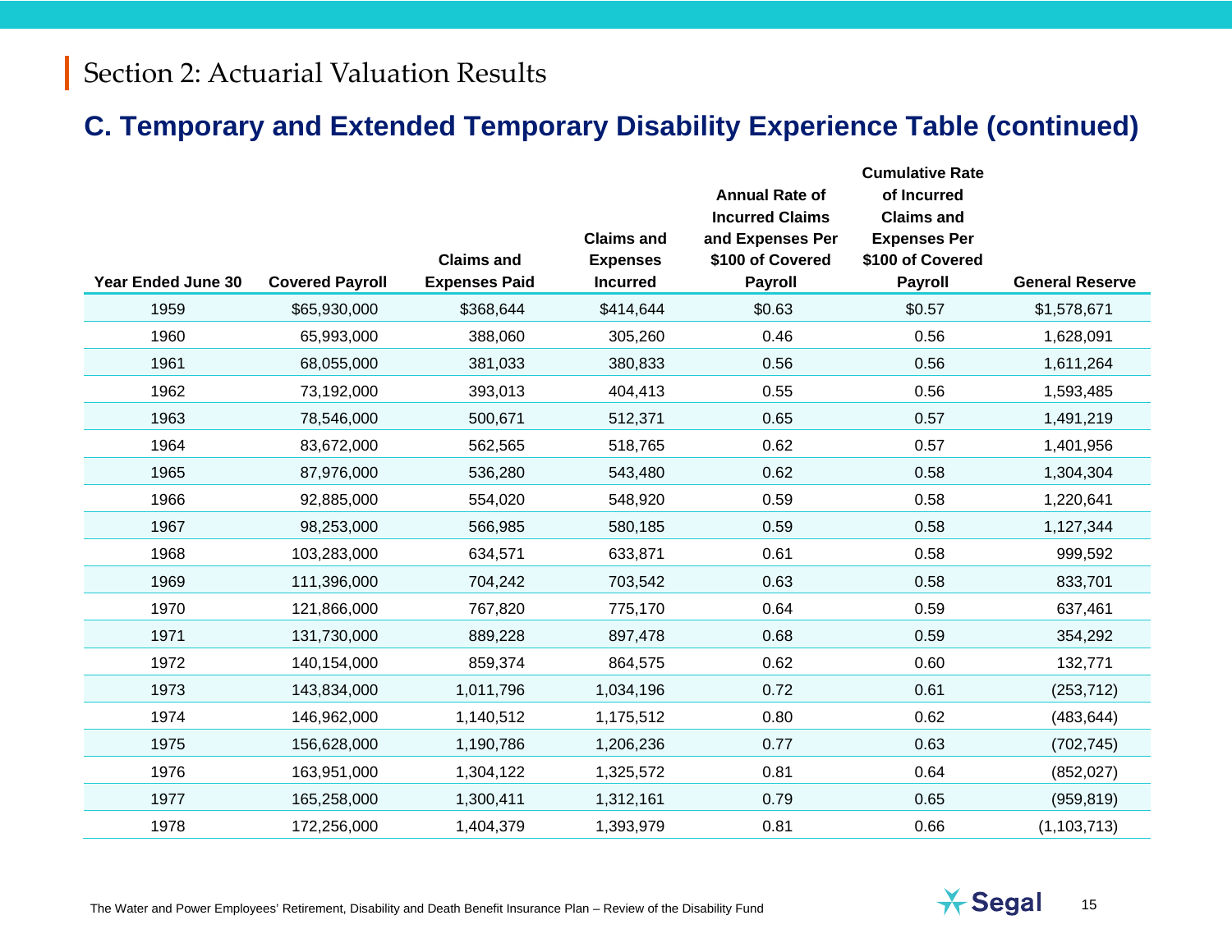# Section 2: Actuarial Valuation Results

## C. Temporary and Extended Temporary Disability Experience Table (continued)

| Year Ended June 30 | Covered Payroll | Claims and Expenses Paid | Claims and Expenses Incurred | Annual Rate of Incurred Claims and Expenses Per $100 of Covered Payroll | Cumulative Rate of Incurred Claims and Expenses Per $100 of Covered Payroll | General Reserve |
|---|---|---|---|---|---|---|
| 1959 | $65,930,000 | $368,644 | $414,644 | $0.63 | $0.57 | $1,578,671 |
| 1960 | 65,993,000 | 388,060 | 305,260 | 0.46 | 0.56 | 1,628,091 |
| 1961 | 68,055,000 | 381,033 | 380,833 | 0.56 | 0.56 | 1,611,264 |
| 1962 | 73,192,000 | 393,013 | 404,413 | 0.55 | 0.56 | 1,593,485 |
| 1963 | 78,546,000 | 500,671 | 512,371 | 0.65 | 0.57 | 1,491,219 |
| 1964 | 83,672,000 | 562,565 | 518,765 | 0.62 | 0.57 | 1,401,956 |
| 1965 | 87,976,000 | 536,280 | 543,480 | 0.62 | 0.58 | 1,304,304 |
| 1966 | 92,885,000 | 554,020 | 548,920 | 0.59 | 0.58 | 1,220,641 |
| 1967 | 98,253,000 | 566,985 | 580,185 | 0.59 | 0.58 | 1,127,344 |
| 1968 | 103,283,000 | 634,571 | 633,871 | 0.61 | 0.58 | 999,592 |
| 1969 | 111,396,000 | 704,242 | 703,542 | 0.63 | 0.58 | 833,701 |
| 1970 | 121,866,000 | 767,820 | 775,170 | 0.64 | 0.59 | 637,461 |
| 1971 | 131,730,000 | 889,228 | 897,478 | 0.68 | 0.59 | 354,292 |
| 1972 | 140,154,000 | 859,374 | 864,575 | 0.62 | 0.60 | 132,771 |
| 1973 | 143,834,000 | 1,011,796 | 1,034,196 | 0.72 | 0.61 | (253,712) |
| 1974 | 146,962,000 | 1,140,512 | 1,175,512 | 0.80 | 0.62 | (483,644) |
| 1975 | 156,628,000 | 1,190,786 | 1,206,236 | 0.77 | 0.63 | (702,745) |
| 1976 | 163,951,000 | 1,304,122 | 1,325,572 | 0.81 | 0.64 | (852,027) |
| 1977 | 165,258,000 | 1,300,411 | 1,312,161 | 0.79 | 0.65 | (959,819) |
| 1978 | 172,256,000 | 1,404,379 | 1,393,979 | 0.81 | 0.66 | (1,103,713) |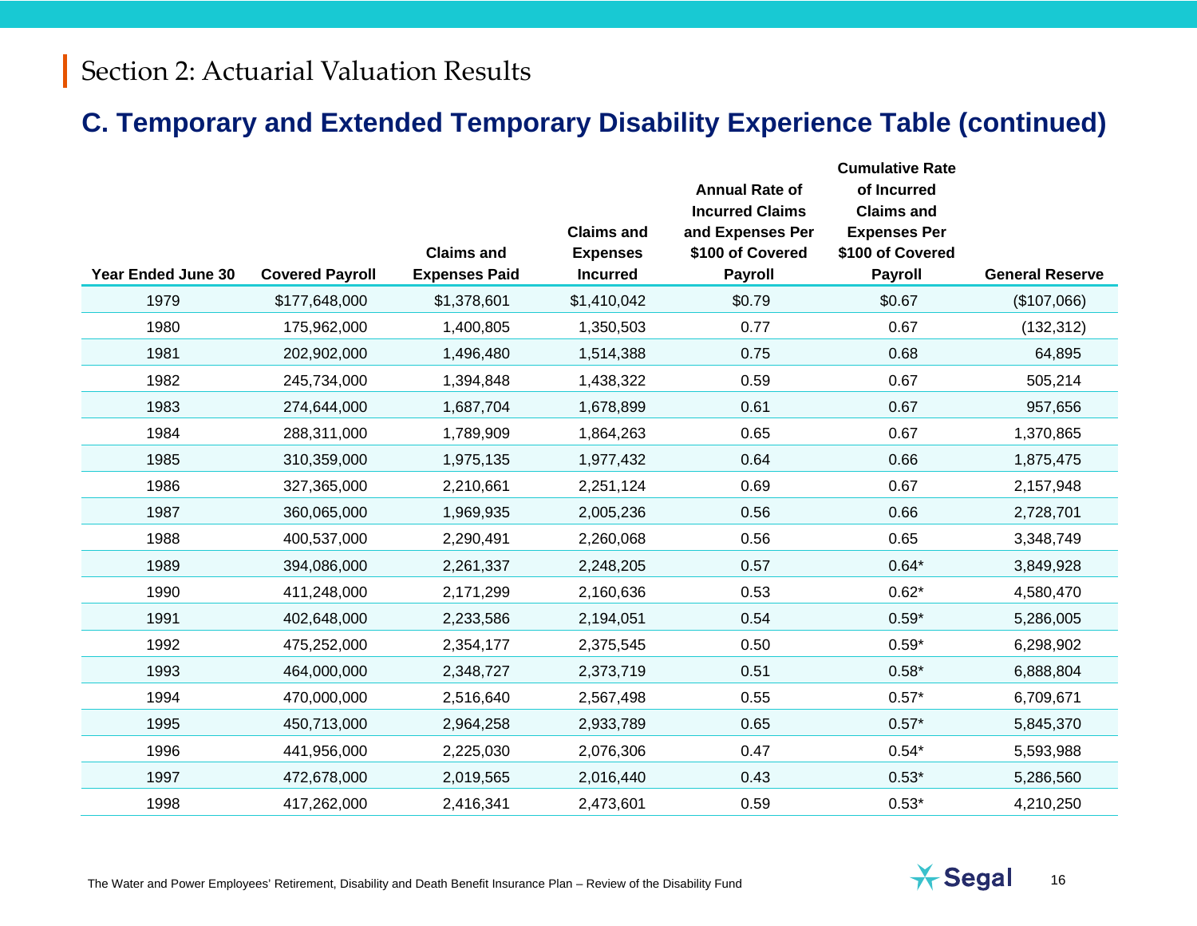## Section 2: Actuarial Valuation Results

### C. Temporary and Extended Temporary Disability Experience Table (continued)

| Year Ended June 30 | Covered Payroll | Claims and Expenses Paid | Claims and Expenses Incurred | Annual Rate of Incurred Claims and Expenses Per $100 of Covered Payroll | Cumulative Rate of Incurred Claims and Expenses Per $100 of Covered Payroll | General Reserve |
|---|---|---|---|---|---|---|
| 1979 | $177,648,000 | $1,378,601 | $1,410,042 | $0.79 | $0.67 | ($107,066) |
| 1980 | 175,962,000 | 1,400,805 | 1,350,503 | 0.77 | 0.67 | (132,312) |
| 1981 | 202,902,000 | 1,496,480 | 1,514,388 | 0.75 | 0.68 | 64,895 |
| 1982 | 245,734,000 | 1,394,848 | 1,438,322 | 0.59 | 0.67 | 505,214 |
| 1983 | 274,644,000 | 1,687,704 | 1,678,899 | 0.61 | 0.67 | 957,656 |
| 1984 | 288,311,000 | 1,789,909 | 1,864,263 | 0.65 | 0.67 | 1,370,865 |
| 1985 | 310,359,000 | 1,975,135 | 1,977,432 | 0.64 | 0.66 | 1,875,475 |
| 1986 | 327,365,000 | 2,210,661 | 2,251,124 | 0.69 | 0.67 | 2,157,948 |
| 1987 | 360,065,000 | 1,969,935 | 2,005,236 | 0.56 | 0.66 | 2,728,701 |
| 1988 | 400,537,000 | 2,290,491 | 2,260,068 | 0.56 | 0.65 | 3,348,749 |
| 1989 | 394,086,000 | 2,261,337 | 2,248,205 | 0.57 | 0.64* | 3,849,928 |
| 1990 | 411,248,000 | 2,171,299 | 2,160,636 | 0.53 | 0.62* | 4,580,470 |
| 1991 | 402,648,000 | 2,233,586 | 2,194,051 | 0.54 | 0.59* | 5,286,005 |
| 1992 | 475,252,000 | 2,354,177 | 2,375,545 | 0.50 | 0.59* | 6,298,902 |
| 1993 | 464,000,000 | 2,348,727 | 2,373,719 | 0.51 | 0.58* | 6,888,804 |
| 1994 | 470,000,000 | 2,516,640 | 2,567,498 | 0.55 | 0.57* | 6,709,671 |
| 1995 | 450,713,000 | 2,964,258 | 2,933,789 | 0.65 | 0.57* | 5,845,370 |
| 1996 | 441,956,000 | 2,225,030 | 2,076,306 | 0.47 | 0.54* | 5,593,988 |
| 1997 | 472,678,000 | 2,019,565 | 2,016,440 | 0.43 | 0.53* | 5,286,560 |
| 1998 | 417,262,000 | 2,416,341 | 2,473,601 | 0.59 | 0.53* | 4,210,250 |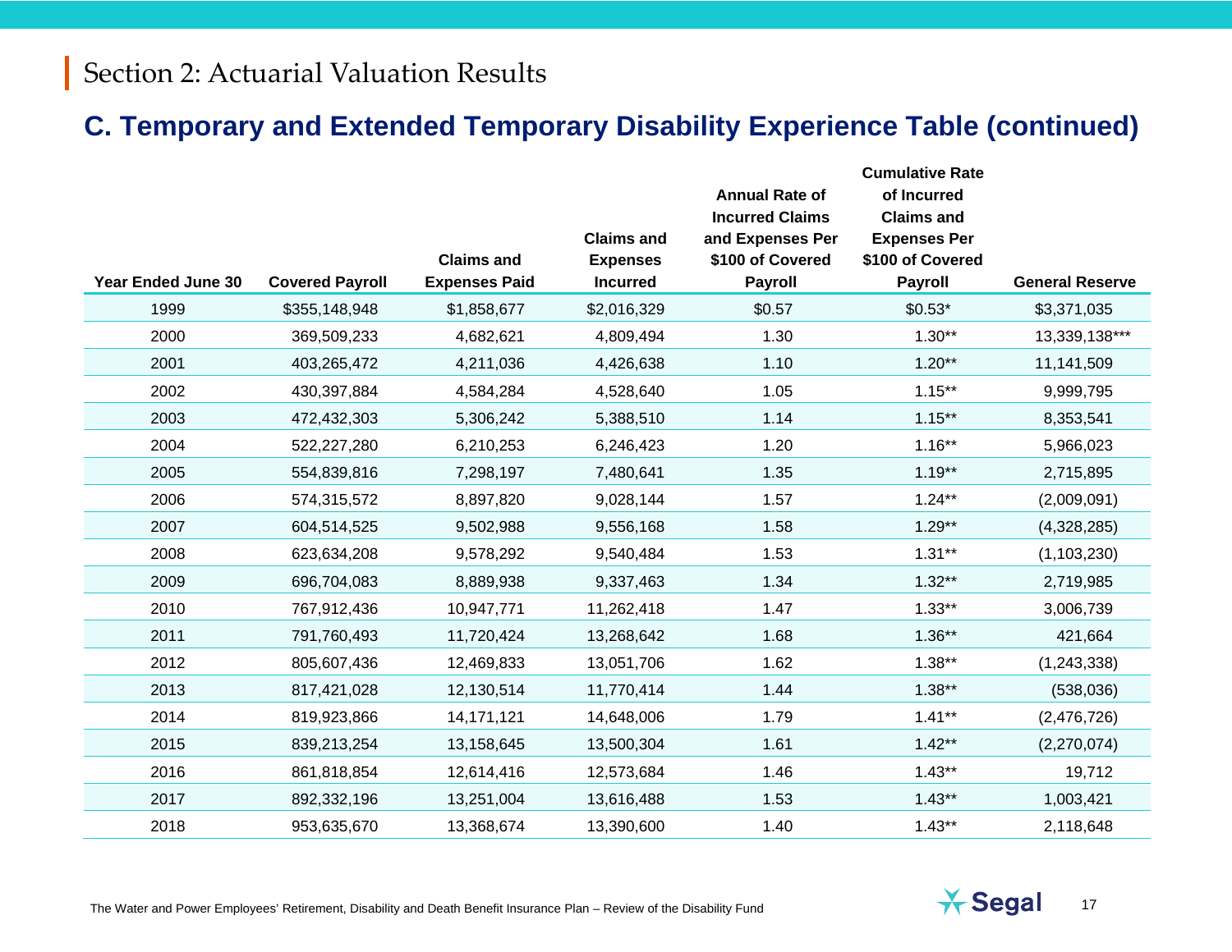# Section 2: Actuarial Valuation Results

## C. Temporary and Extended Temporary Disability Experience Table (continued)

| Year Ended June 30 | Covered Payroll | Claims and Expenses Paid | Claims and Expenses Incurred | Annual Rate of Incurred Claims and Expenses Per $100 of Covered Payroll | Cumulative Rate of Incurred Claims and Expenses Per $100 of Covered Payroll | General Reserve |
|---|---|---|---|---|---|---|
| 1999 | $355,148,948 | $1,858,677 | $2,016,329 | $0.57 | $0.53* | $3,371,035 |
| 2000 | 369,509,233 | 4,682,621 | 4,809,494 | 1.30 | 1.30** | 13,339,138*** |
| 2001 | 403,265,472 | 4,211,036 | 4,426,638 | 1.10 | 1.20** | 11,141,509 |
| 2002 | 430,397,884 | 4,584,284 | 4,528,640 | 1.05 | 1.15** | 9,999,795 |
| 2003 | 472,432,303 | 5,306,242 | 5,388,510 | 1.14 | 1.15** | 8,353,541 |
| 2004 | 522,227,280 | 6,210,253 | 6,246,423 | 1.20 | 1.16** | 5,966,023 |
| 2005 | 554,839,816 | 7,298,197 | 7,480,641 | 1.35 | 1.19** | 2,715,895 |
| 2006 | 574,315,572 | 8,897,820 | 9,028,144 | 1.57 | 1.24** | (2,009,091) |
| 2007 | 604,514,525 | 9,502,988 | 9,556,168 | 1.58 | 1.29** | (4,328,285) |
| 2008 | 623,634,208 | 9,578,292 | 9,540,484 | 1.53 | 1.31** | (1,103,230) |
| 2009 | 696,704,083 | 8,889,938 | 9,337,463 | 1.34 | 1.32** | 2,719,985 |
| 2010 | 767,912,436 | 10,947,771 | 11,262,418 | 1.47 | 1.33** | 3,006,739 |
| 2011 | 791,760,493 | 11,720,424 | 13,268,642 | 1.68 | 1.36** | 421,664 |
| 2012 | 805,607,436 | 12,469,833 | 13,051,706 | 1.62 | 1.38** | (1,243,338) |
| 2013 | 817,421,028 | 12,130,514 | 11,770,414 | 1.44 | 1.38** | (538,036) |
| 2014 | 819,923,866 | 14,171,121 | 14,648,006 | 1.79 | 1.41** | (2,476,726) |
| 2015 | 839,213,254 | 13,158,645 | 13,500,304 | 1.61 | 1.42** | (2,270,074) |
| 2016 | 861,818,854 | 12,614,416 | 12,573,684 | 1.46 | 1.43** | 19,712 |
| 2017 | 892,332,196 | 13,251,004 | 13,616,488 | 1.53 | 1.43** | 1,003,421 |
| 2018 | 953,635,670 | 13,368,674 | 13,390,600 | 1.40 | 1.43** | 2,118,648 |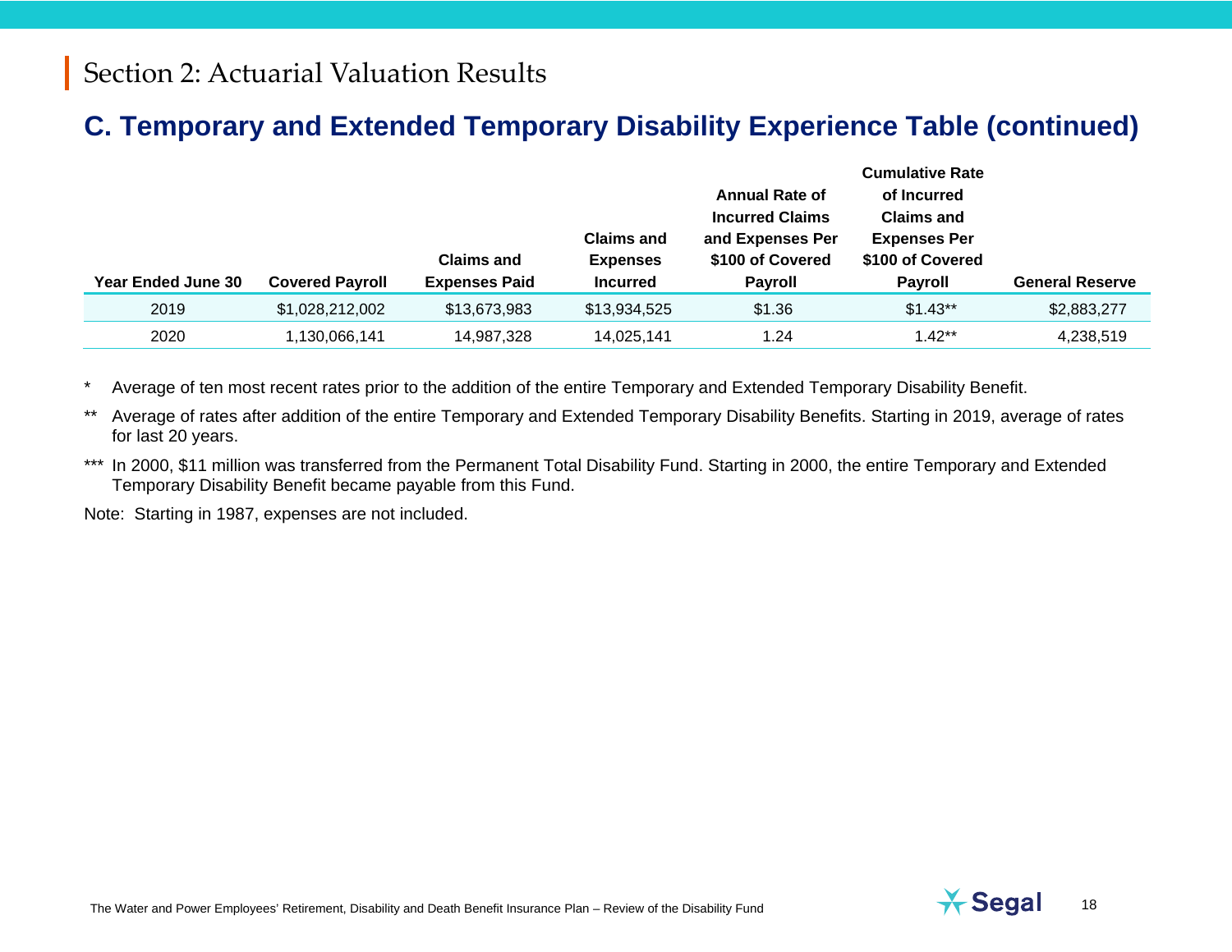## Section 2: Actuarial Valuation Results

### C. Temporary and Extended Temporary Disability Experience Table (continued)

| Year Ended June 30 | Covered Payroll | Claims and Expenses Paid | Claims and Expenses Incurred | Annual Rate of Incurred Claims and Expenses Per $100 of Covered Payroll | Cumulative Rate of Incurred Claims and Expenses Per $100 of Covered Payroll | General Reserve |
|---|---|---|---|---|---|---|
| 2019 | $1,028,212,002 | $13,673,983 | $13,934,525 | $1.36 | $1.43** | $2,883,277 |
| 2020 | 1,130,066,141 | 14,987,328 | 14,025,141 | 1.24 | 1.42** | 4,238,519 |

\* Average of ten most recent rates prior to the addition of the entire Temporary and Extended Temporary Disability Benefit.

\** Average of rates after addition of the entire Temporary and Extended Temporary Disability Benefits. Starting in 2019, average of rates for last 20 years.

\*** In 2000, $11 million was transferred from the Permanent Total Disability Fund. Starting in 2000, the entire Temporary and Extended Temporary Disability Benefit became payable from this Fund.

Note: Starting in 1987, expenses are not included.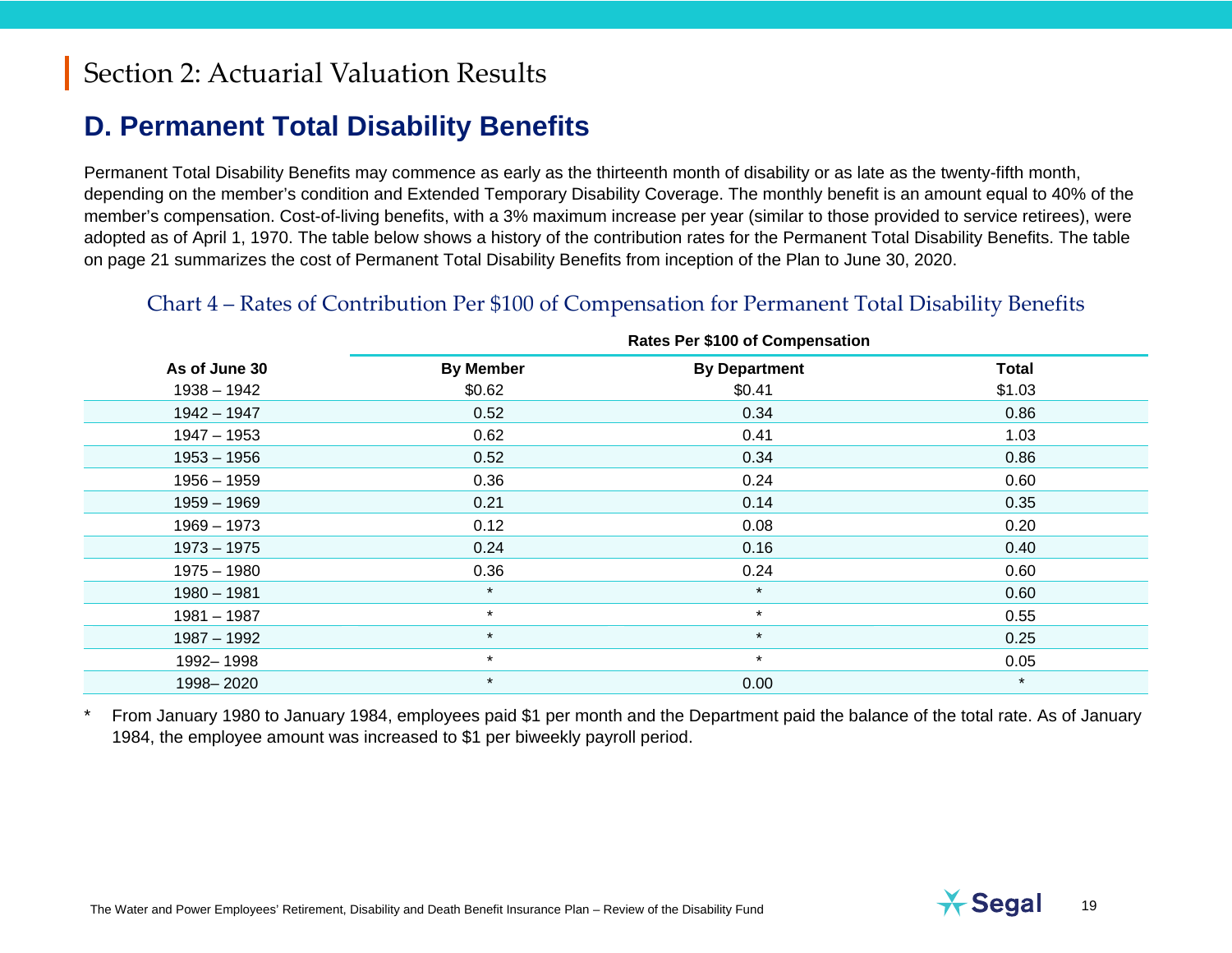## Section 2: Actuarial Valuation Results

### D. Permanent Total Disability Benefits

Permanent Total Disability Benefits may commence as early as the thirteenth month of disability or as late as the twenty-fifth month, depending on the member's condition and Extended Temporary Disability Coverage. The monthly benefit is an amount equal to 40% of the member's compensation. Cost-of-living benefits, with a 3% maximum increase per year (similar to those provided to service retirees), were adopted as of April 1, 1970. The table below shows a history of the contribution rates for the Permanent Total Disability Benefits. The table on page 21 summarizes the cost of Permanent Total Disability Benefits from inception of the Plan to June 30, 2020.

#### Chart 4 – Rates of Contribution Per $100 of Compensation for Permanent Total Disability Benefits

| | Rates Per $100 of Compensation | | |
|---|---|---|---|
| **As of June 30** | **By Member** | **By Department** | **Total** |
| 1938 – 1942 | $0.62 | $0.41 | $1.03 |
| 1942 – 1947 | 0.52 | 0.34 | 0.86 |
| 1947 – 1953 | 0.62 | 0.41 | 1.03 |
| 1953 – 1956 | 0.52 | 0.34 | 0.86 |
| 1956 – 1959 | 0.36 | 0.24 | 0.60 |
| 1959 – 1969 | 0.21 | 0.14 | 0.35 |
| 1969 – 1973 | 0.12 | 0.08 | 0.20 |
| 1973 – 1975 | 0.24 | 0.16 | 0.40 |
| 1975 – 1980 | 0.36 | 0.24 | 0.60 |
| 1980 – 1981 | * | * | 0.60 |
| 1981 – 1987 | * | * | 0.55 |
| 1987 – 1992 | * | * | 0.25 |
| 1992– 1998 | * | * | 0.05 |
| 1998– 2020 | * | 0.00 | * |

\* From January 1980 to January 1984, employees paid $1 per month and the Department paid the balance of the total rate. As of January 1984, the employee amount was increased to $1 per biweekly payroll period.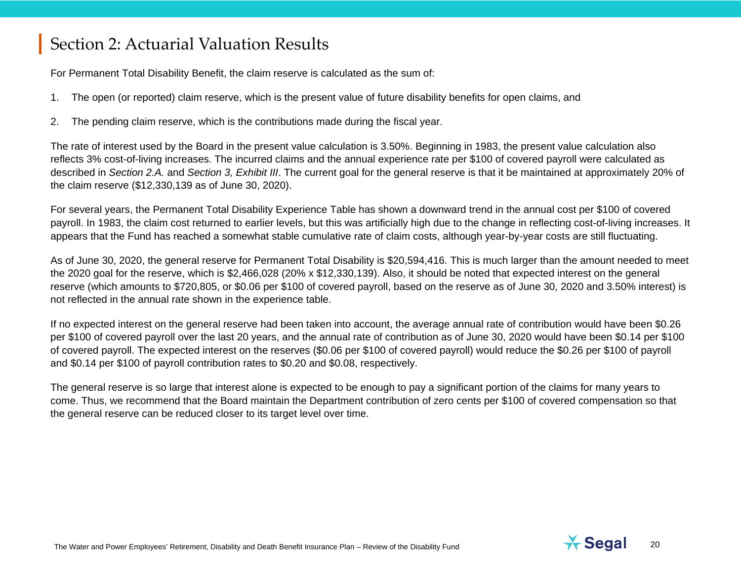## Section 2: Actuarial Valuation Results

For Permanent Total Disability Benefit, the claim reserve is calculated as the sum of:

1. The open (or reported) claim reserve, which is the present value of future disability benefits for open claims, and
2. The pending claim reserve, which is the contributions made during the fiscal year.

The rate of interest used by the Board in the present value calculation is 3.50%. Beginning in 1983, the present value calculation also reflects 3% cost-of-living increases. The incurred claims and the annual experience rate per $100 of covered payroll were calculated as described in *Section 2.A.* and *Section 3, Exhibit III*. The current goal for the general reserve is that it be maintained at approximately 20% of the claim reserve ($12,330,139 as of June 30, 2020).

For several years, the Permanent Total Disability Experience Table has shown a downward trend in the annual cost per $100 of covered payroll. In 1983, the claim cost returned to earlier levels, but this was artificially high due to the change in reflecting cost-of-living increases. It appears that the Fund has reached a somewhat stable cumulative rate of claim costs, although year-by-year costs are still fluctuating.

As of June 30, 2020, the general reserve for Permanent Total Disability is $20,594,416. This is much larger than the amount needed to meet the 2020 goal for the reserve, which is $2,466,028 (20% x $12,330,139). Also, it should be noted that expected interest on the general reserve (which amounts to $720,805, or $0.06 per $100 of covered payroll, based on the reserve as of June 30, 2020 and 3.50% interest) is not reflected in the annual rate shown in the experience table.

If no expected interest on the general reserve had been taken into account, the average annual rate of contribution would have been $0.26 per $100 of covered payroll over the last 20 years, and the annual rate of contribution as of June 30, 2020 would have been $0.14 per $100 of covered payroll. The expected interest on the reserves ($0.06 per $100 of covered payroll) would reduce the $0.26 per $100 of payroll and $0.14 per $100 of payroll contribution rates to $0.20 and $0.08, respectively.

The general reserve is so large that interest alone is expected to be enough to pay a significant portion of the claims for many years to come. Thus, we recommend that the Board maintain the Department contribution of zero cents per $100 of covered compensation so that the general reserve can be reduced closer to its target level over time.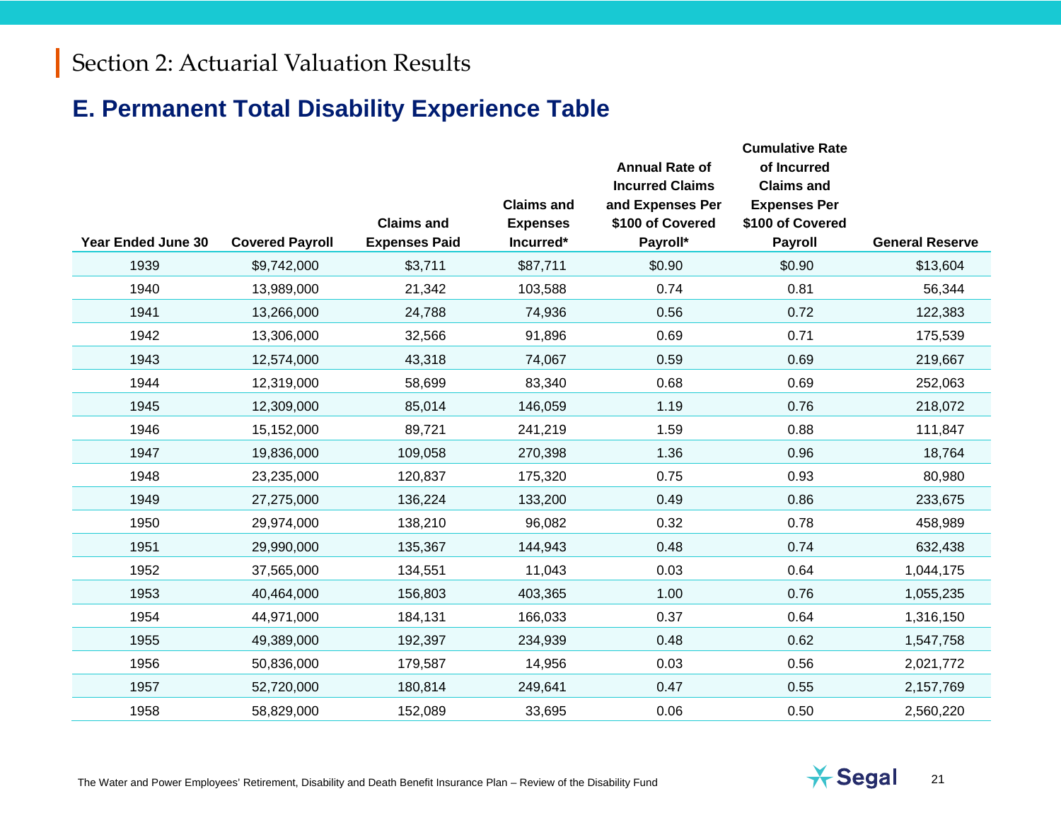# Section 2: Actuarial Valuation Results

## E. Permanent Total Disability Experience Table

| Year Ended June 30 | Covered Payroll | Claims and Expenses Paid | Claims and Expenses Incurred* | Annual Rate of Incurred Claims and Expenses Per $100 of Covered Payroll* | Cumulative Rate of Incurred Claims and Expenses Per $100 of Covered Payroll | General Reserve |
|---|---|---|---|---|---|---|
| 1939 | $9,742,000 | $3,711 | $87,711 | $0.90 | $0.90 | $13,604 |
| 1940 | 13,989,000 | 21,342 | 103,588 | 0.74 | 0.81 | 56,344 |
| 1941 | 13,266,000 | 24,788 | 74,936 | 0.56 | 0.72 | 122,383 |
| 1942 | 13,306,000 | 32,566 | 91,896 | 0.69 | 0.71 | 175,539 |
| 1943 | 12,574,000 | 43,318 | 74,067 | 0.59 | 0.69 | 219,667 |
| 1944 | 12,319,000 | 58,699 | 83,340 | 0.68 | 0.69 | 252,063 |
| 1945 | 12,309,000 | 85,014 | 146,059 | 1.19 | 0.76 | 218,072 |
| 1946 | 15,152,000 | 89,721 | 241,219 | 1.59 | 0.88 | 111,847 |
| 1947 | 19,836,000 | 109,058 | 270,398 | 1.36 | 0.96 | 18,764 |
| 1948 | 23,235,000 | 120,837 | 175,320 | 0.75 | 0.93 | 80,980 |
| 1949 | 27,275,000 | 136,224 | 133,200 | 0.49 | 0.86 | 233,675 |
| 1950 | 29,974,000 | 138,210 | 96,082 | 0.32 | 0.78 | 458,989 |
| 1951 | 29,990,000 | 135,367 | 144,943 | 0.48 | 0.74 | 632,438 |
| 1952 | 37,565,000 | 134,551 | 11,043 | 0.03 | 0.64 | 1,044,175 |
| 1953 | 40,464,000 | 156,803 | 403,365 | 1.00 | 0.76 | 1,055,235 |
| 1954 | 44,971,000 | 184,131 | 166,033 | 0.37 | 0.64 | 1,316,150 |
| 1955 | 49,389,000 | 192,397 | 234,939 | 0.48 | 0.62 | 1,547,758 |
| 1956 | 50,836,000 | 179,587 | 14,956 | 0.03 | 0.56 | 2,021,772 |
| 1957 | 52,720,000 | 180,814 | 249,641 | 0.47 | 0.55 | 2,157,769 |
| 1958 | 58,829,000 | 152,089 | 33,695 | 0.06 | 0.50 | 2,560,220 |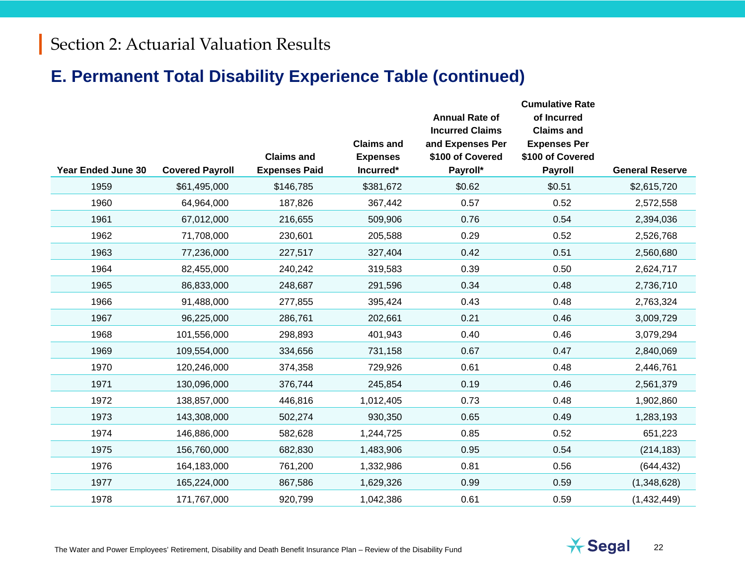# Section 2: Actuarial Valuation Results

## E. Permanent Total Disability Experience Table (continued)

| Year Ended June 30 | Covered Payroll | Claims and Expenses Paid | Claims and Expenses Incurred* | Annual Rate of Incurred Claims and Expenses Per $100 of Covered Payroll* | Cumulative Rate of Incurred Claims and Expenses Per $100 of Covered Payroll | General Reserve |
|---|---|---|---|---|---|---|
| 1959 | $61,495,000 | $146,785 | $381,672 | $0.62 | $0.51 | $2,615,720 |
| 1960 | 64,964,000 | 187,826 | 367,442 | 0.57 | 0.52 | 2,572,558 |
| 1961 | 67,012,000 | 216,655 | 509,906 | 0.76 | 0.54 | 2,394,036 |
| 1962 | 71,708,000 | 230,601 | 205,588 | 0.29 | 0.52 | 2,526,768 |
| 1963 | 77,236,000 | 227,517 | 327,404 | 0.42 | 0.51 | 2,560,680 |
| 1964 | 82,455,000 | 240,242 | 319,583 | 0.39 | 0.50 | 2,624,717 |
| 1965 | 86,833,000 | 248,687 | 291,596 | 0.34 | 0.48 | 2,736,710 |
| 1966 | 91,488,000 | 277,855 | 395,424 | 0.43 | 0.48 | 2,763,324 |
| 1967 | 96,225,000 | 286,761 | 202,661 | 0.21 | 0.46 | 3,009,729 |
| 1968 | 101,556,000 | 298,893 | 401,943 | 0.40 | 0.46 | 3,079,294 |
| 1969 | 109,554,000 | 334,656 | 731,158 | 0.67 | 0.47 | 2,840,069 |
| 1970 | 120,246,000 | 374,358 | 729,926 | 0.61 | 0.48 | 2,446,761 |
| 1971 | 130,096,000 | 376,744 | 245,854 | 0.19 | 0.46 | 2,561,379 |
| 1972 | 138,857,000 | 446,816 | 1,012,405 | 0.73 | 0.48 | 1,902,860 |
| 1973 | 143,308,000 | 502,274 | 930,350 | 0.65 | 0.49 | 1,283,193 |
| 1974 | 146,886,000 | 582,628 | 1,244,725 | 0.85 | 0.52 | 651,223 |
| 1975 | 156,760,000 | 682,830 | 1,483,906 | 0.95 | 0.54 | (214,183) |
| 1976 | 164,183,000 | 761,200 | 1,332,986 | 0.81 | 0.56 | (644,432) |
| 1977 | 165,224,000 | 867,586 | 1,629,326 | 0.99 | 0.59 | (1,348,628) |
| 1978 | 171,767,000 | 920,799 | 1,042,386 | 0.61 | 0.59 | (1,432,449) |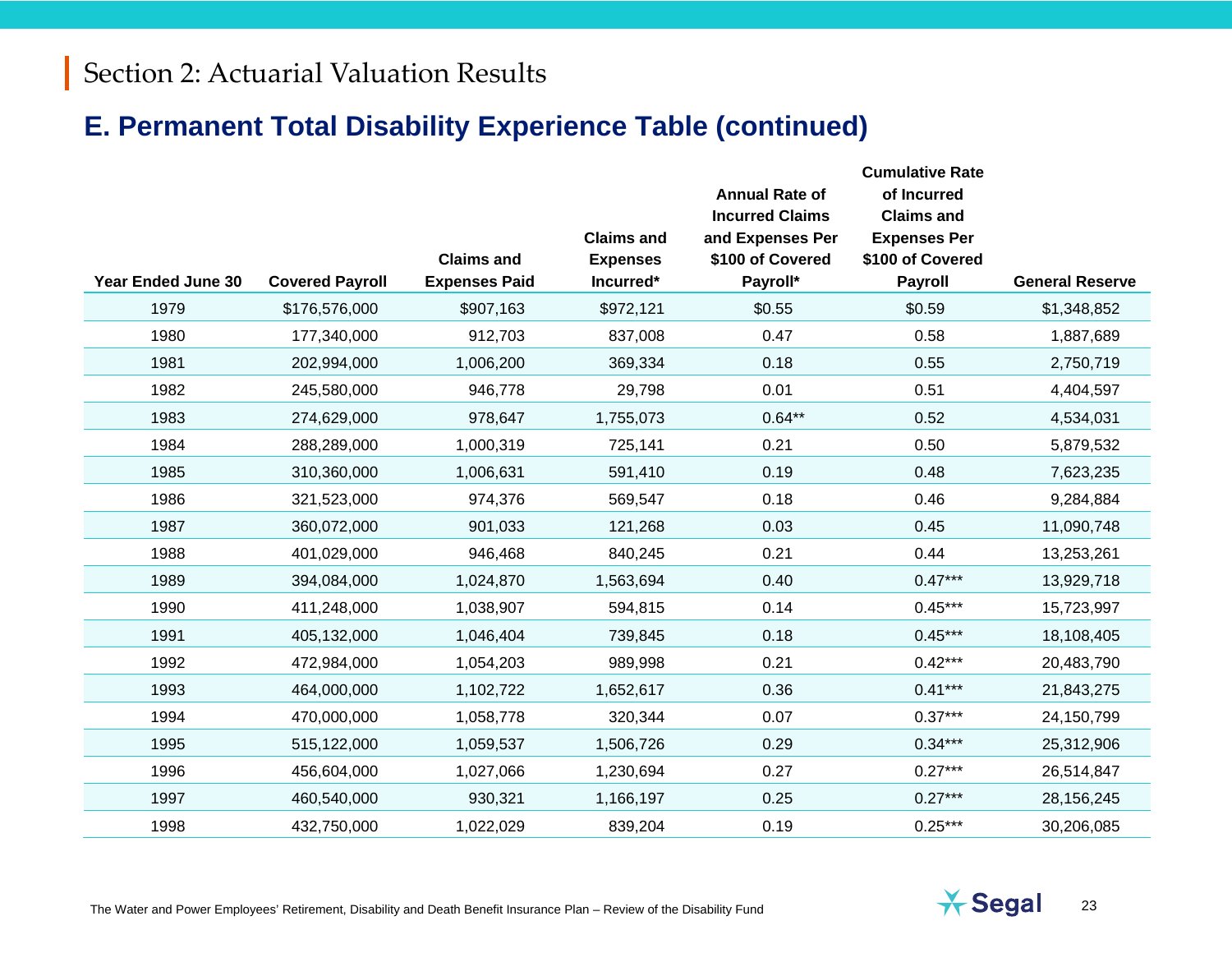## Section 2: Actuarial Valuation Results

## E. Permanent Total Disability Experience Table (continued)

| Year Ended June 30 | Covered Payroll | Claims and Expenses Paid | Claims and Expenses Incurred* | Annual Rate of Incurred Claims and Expenses Per $100 of Covered Payroll* | Cumulative Rate of Incurred Claims and Expenses Per $100 of Covered Payroll | General Reserve |
|---|---|---|---|---|---|---|
| 1979 | $176,576,000 | $907,163 | $972,121 | $0.55 | $0.59 | $1,348,852 |
| 1980 | 177,340,000 | 912,703 | 837,008 | 0.47 | 0.58 | 1,887,689 |
| 1981 | 202,994,000 | 1,006,200 | 369,334 | 0.18 | 0.55 | 2,750,719 |
| 1982 | 245,580,000 | 946,778 | 29,798 | 0.01 | 0.51 | 4,404,597 |
| 1983 | 274,629,000 | 978,647 | 1,755,073 | 0.64** | 0.52 | 4,534,031 |
| 1984 | 288,289,000 | 1,000,319 | 725,141 | 0.21 | 0.50 | 5,879,532 |
| 1985 | 310,360,000 | 1,006,631 | 591,410 | 0.19 | 0.48 | 7,623,235 |
| 1986 | 321,523,000 | 974,376 | 569,547 | 0.18 | 0.46 | 9,284,884 |
| 1987 | 360,072,000 | 901,033 | 121,268 | 0.03 | 0.45 | 11,090,748 |
| 1988 | 401,029,000 | 946,468 | 840,245 | 0.21 | 0.44 | 13,253,261 |
| 1989 | 394,084,000 | 1,024,870 | 1,563,694 | 0.40 | 0.47*** | 13,929,718 |
| 1990 | 411,248,000 | 1,038,907 | 594,815 | 0.14 | 0.45*** | 15,723,997 |
| 1991 | 405,132,000 | 1,046,404 | 739,845 | 0.18 | 0.45*** | 18,108,405 |
| 1992 | 472,984,000 | 1,054,203 | 989,998 | 0.21 | 0.42*** | 20,483,790 |
| 1993 | 464,000,000 | 1,102,722 | 1,652,617 | 0.36 | 0.41*** | 21,843,275 |
| 1994 | 470,000,000 | 1,058,778 | 320,344 | 0.07 | 0.37*** | 24,150,799 |
| 1995 | 515,122,000 | 1,059,537 | 1,506,726 | 0.29 | 0.34*** | 25,312,906 |
| 1996 | 456,604,000 | 1,027,066 | 1,230,694 | 0.27 | 0.27*** | 26,514,847 |
| 1997 | 460,540,000 | 930,321 | 1,166,197 | 0.25 | 0.27*** | 28,156,245 |
| 1998 | 432,750,000 | 1,022,029 | 839,204 | 0.19 | 0.25*** | 30,206,085 |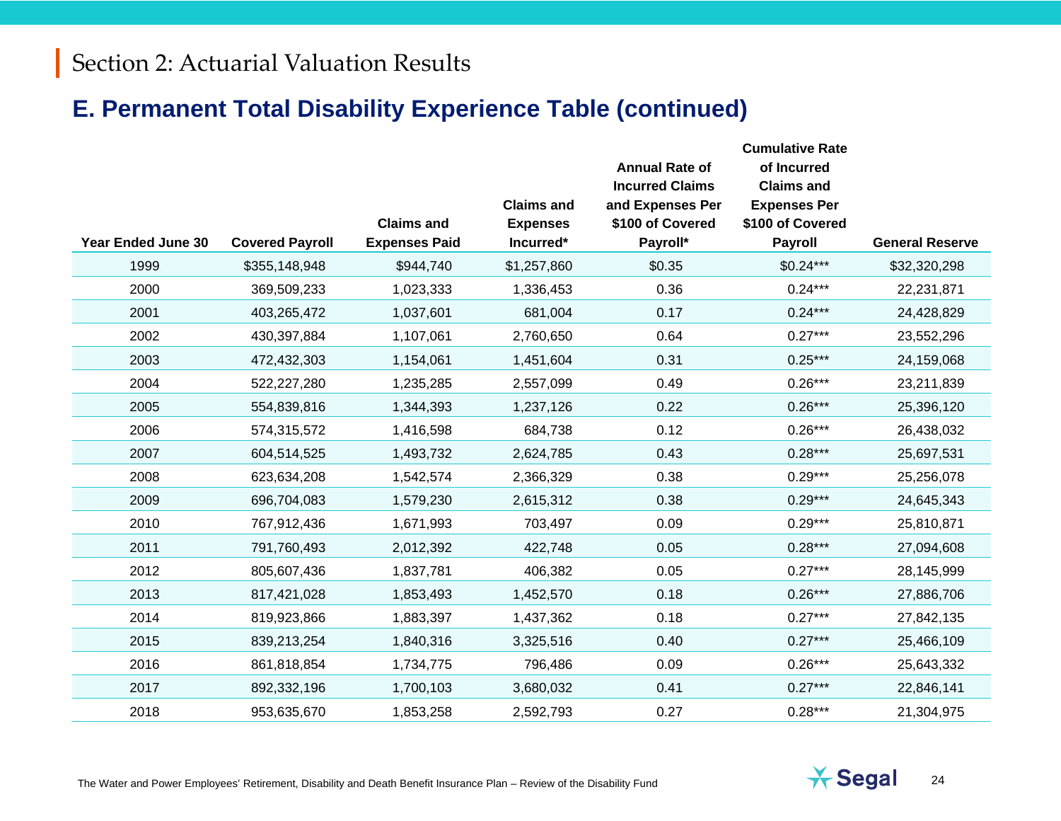Section 2: Actuarial Valuation Results

## E. Permanent Total Disability Experience Table (continued)

| Year Ended June 30 | Covered Payroll | Claims and Expenses Paid | Claims and Expenses Incurred* | Annual Rate of Incurred Claims and Expenses Per $100 of Covered Payroll* | Cumulative Rate of Incurred Claims and Expenses Per $100 of Covered Payroll | General Reserve |
|---|---|---|---|---|---|---|
| 1999 | $355,148,948 | $944,740 | $1,257,860 | $0.35 | $0.24*** | $32,320,298 |
| 2000 | 369,509,233 | 1,023,333 | 1,336,453 | 0.36 | 0.24*** | 22,231,871 |
| 2001 | 403,265,472 | 1,037,601 | 681,004 | 0.17 | 0.24*** | 24,428,829 |
| 2002 | 430,397,884 | 1,107,061 | 2,760,650 | 0.64 | 0.27*** | 23,552,296 |
| 2003 | 472,432,303 | 1,154,061 | 1,451,604 | 0.31 | 0.25*** | 24,159,068 |
| 2004 | 522,227,280 | 1,235,285 | 2,557,099 | 0.49 | 0.26*** | 23,211,839 |
| 2005 | 554,839,816 | 1,344,393 | 1,237,126 | 0.22 | 0.26*** | 25,396,120 |
| 2006 | 574,315,572 | 1,416,598 | 684,738 | 0.12 | 0.26*** | 26,438,032 |
| 2007 | 604,514,525 | 1,493,732 | 2,624,785 | 0.43 | 0.28*** | 25,697,531 |
| 2008 | 623,634,208 | 1,542,574 | 2,366,329 | 0.38 | 0.29*** | 25,256,078 |
| 2009 | 696,704,083 | 1,579,230 | 2,615,312 | 0.38 | 0.29*** | 24,645,343 |
| 2010 | 767,912,436 | 1,671,993 | 703,497 | 0.09 | 0.29*** | 25,810,871 |
| 2011 | 791,760,493 | 2,012,392 | 422,748 | 0.05 | 0.28*** | 27,094,608 |
| 2012 | 805,607,436 | 1,837,781 | 406,382 | 0.05 | 0.27*** | 28,145,999 |
| 2013 | 817,421,028 | 1,853,493 | 1,452,570 | 0.18 | 0.26*** | 27,886,706 |
| 2014 | 819,923,866 | 1,883,397 | 1,437,362 | 0.18 | 0.27*** | 27,842,135 |
| 2015 | 839,213,254 | 1,840,316 | 3,325,516 | 0.40 | 0.27*** | 25,466,109 |
| 2016 | 861,818,854 | 1,734,775 | 796,486 | 0.09 | 0.26*** | 25,643,332 |
| 2017 | 892,332,196 | 1,700,103 | 3,680,032 | 0.41 | 0.27*** | 22,846,141 |
| 2018 | 953,635,670 | 1,853,258 | 2,592,793 | 0.27 | 0.28*** | 21,304,975 |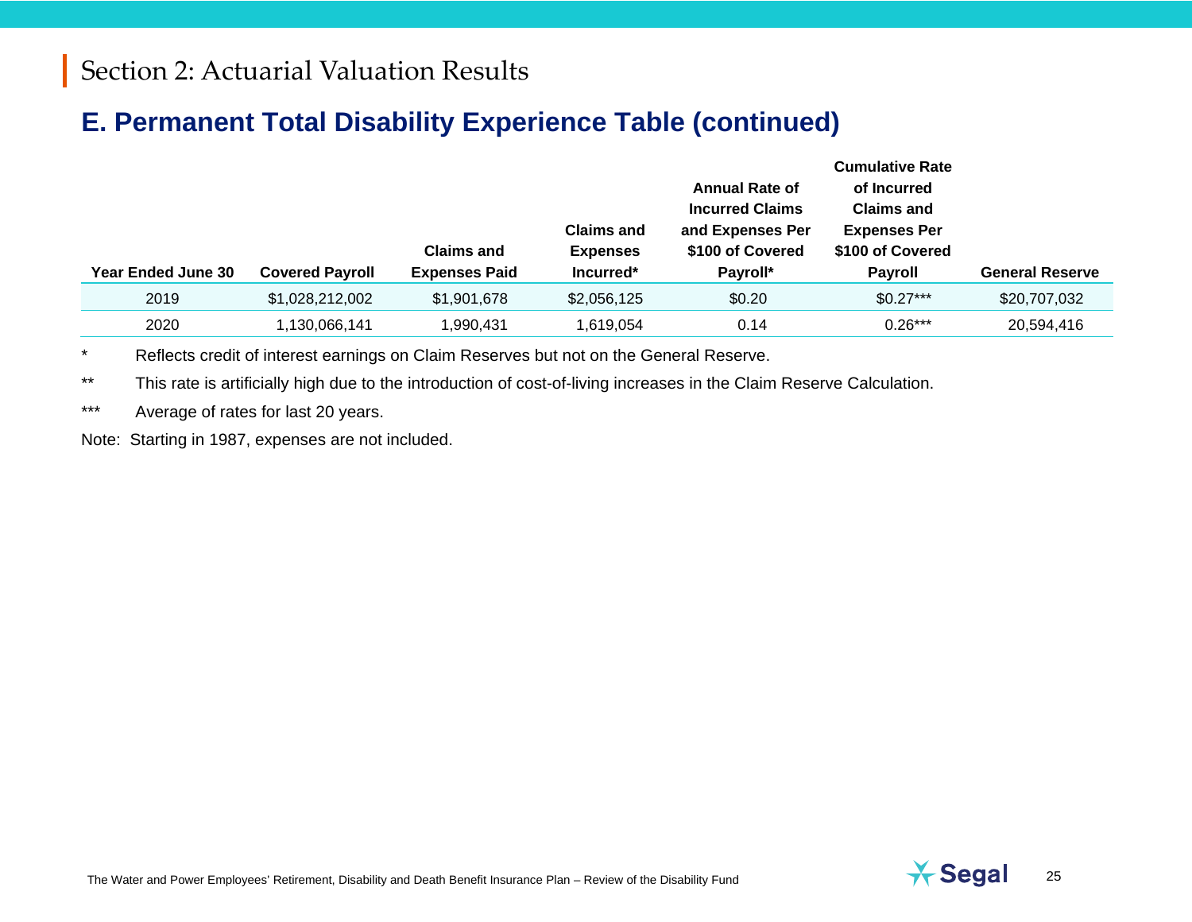# Section 2: Actuarial Valuation Results

## E. Permanent Total Disability Experience Table (continued)

| Year Ended June 30 | Covered Payroll | Claims and Expenses Paid | Claims and Expenses Incurred* | Annual Rate of Incurred Claims and Expenses Per $100 of Covered Payroll* | Cumulative Rate of Incurred Claims and Expenses Per $100 of Covered Payroll | General Reserve |
|---|---|---|---|---|---|---|
| 2019 | $1,028,212,002 | $1,901,678 | $2,056,125 | $0.20 | $0.27*** | $20,707,032 |
| 2020 | 1,130,066,141 | 1,990,431 | 1,619,054 | 0.14 | 0.26*** | 20,594,416 |

\* Reflects credit of interest earnings on Claim Reserves but not on the General Reserve.

** This rate is artificially high due to the introduction of cost-of-living increases in the Claim Reserve Calculation.

*** Average of rates for last 20 years.

Note: Starting in 1987, expenses are not included.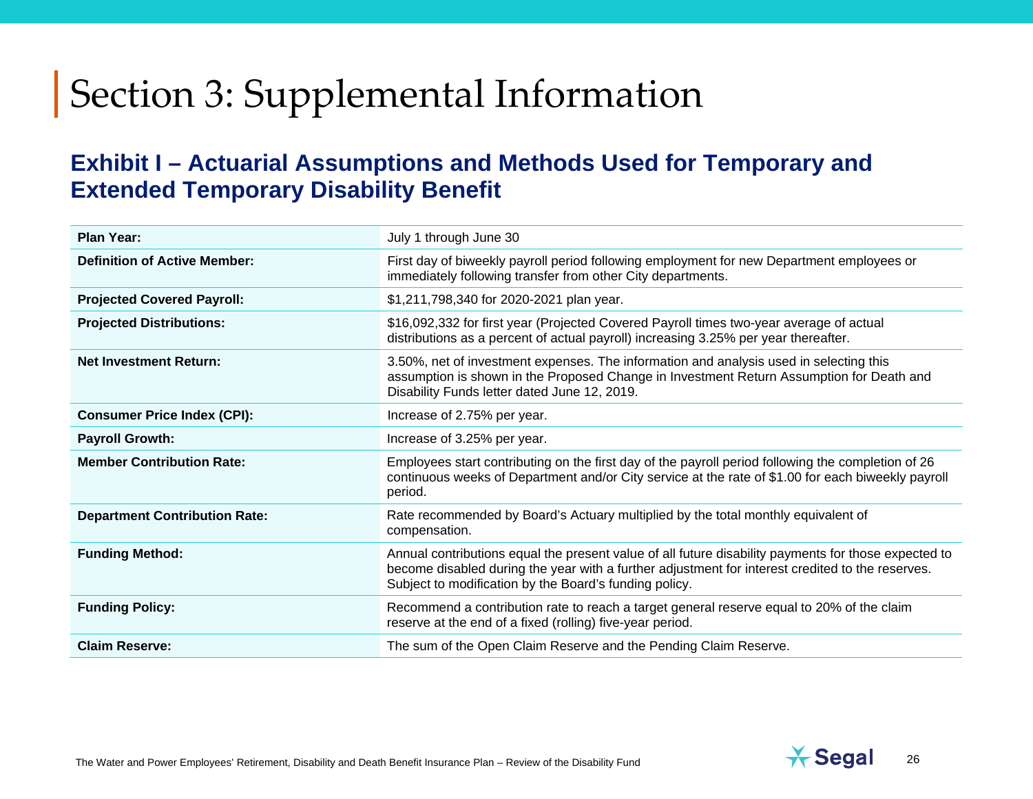# Section 3: Supplemental Information

## Exhibit I – Actuarial Assumptions and Methods Used for Temporary and Extended Temporary Disability Benefit

| | |
|---|---|
| **Plan Year:** | July 1 through June 30 |
| **Definition of Active Member:** | First day of biweekly payroll period following employment for new Department employees or immediately following transfer from other City departments. |
| **Projected Covered Payroll:** | $1,211,798,340 for 2020-2021 plan year. |
| **Projected Distributions:** | $16,092,332 for first year (Projected Covered Payroll times two-year average of actual distributions as a percent of actual payroll) increasing 3.25% per year thereafter. |
| **Net Investment Return:** | 3.50%, net of investment expenses. The information and analysis used in selecting this assumption is shown in the Proposed Change in Investment Return Assumption for Death and Disability Funds letter dated June 12, 2019. |
| **Consumer Price Index (CPI):** | Increase of 2.75% per year. |
| **Payroll Growth:** | Increase of 3.25% per year. |
| **Member Contribution Rate:** | Employees start contributing on the first day of the payroll period following the completion of 26 continuous weeks of Department and/or City service at the rate of $1.00 for each biweekly payroll period. |
| **Department Contribution Rate:** | Rate recommended by Board's Actuary multiplied by the total monthly equivalent of compensation. |
| **Funding Method:** | Annual contributions equal the present value of all future disability payments for those expected to become disabled during the year with a further adjustment for interest credited to the reserves. Subject to modification by the Board's funding policy. |
| **Funding Policy:** | Recommend a contribution rate to reach a target general reserve equal to 20% of the claim reserve at the end of a fixed (rolling) five-year period. |
| **Claim Reserve:** | The sum of the Open Claim Reserve and the Pending Claim Reserve. |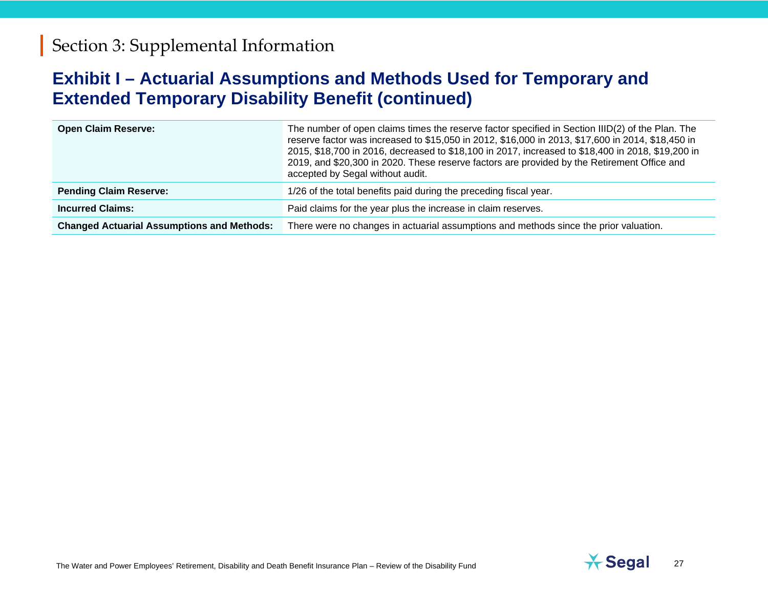# Section 3: Supplemental Information

## Exhibit I – Actuarial Assumptions and Methods Used for Temporary and Extended Temporary Disability Benefit (continued)

| | |
|---|---|
| **Open Claim Reserve:** | The number of open claims times the reserve factor specified in Section IIID(2) of the Plan. The reserve factor was increased to $15,050 in 2012, $16,000 in 2013, $17,600 in 2014, $18,450 in 2015, $18,700 in 2016, decreased to $18,100 in 2017, increased to $18,400 in 2018, $19,200 in 2019, and $20,300 in 2020. These reserve factors are provided by the Retirement Office and accepted by Segal without audit. |
| **Pending Claim Reserve:** | 1/26 of the total benefits paid during the preceding fiscal year. |
| **Incurred Claims:** | Paid claims for the year plus the increase in claim reserves. |
| **Changed Actuarial Assumptions and Methods:** | There were no changes in actuarial assumptions and methods since the prior valuation. |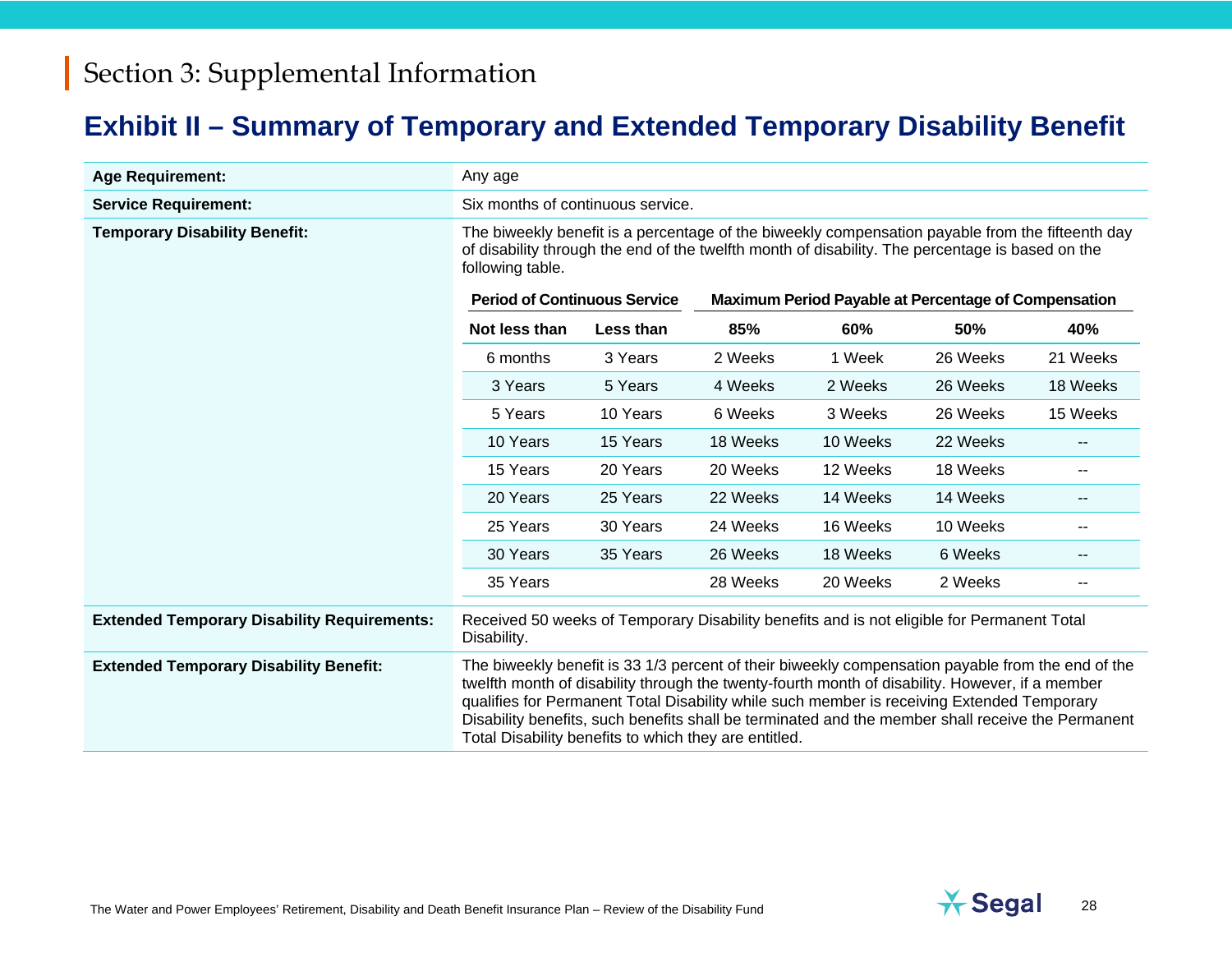# Section 3: Supplemental Information

## Exhibit II – Summary of Temporary and Extended Temporary Disability Benefit

**Age Requirement:** Any age

**Service Requirement:** Six months of continuous service.

**Temporary Disability Benefit:** The biweekly benefit is a percentage of the biweekly compensation payable from the fifteenth day of disability through the end of the twelfth month of disability. The percentage is based on the following table.

| Period of Continuous Service | | Maximum Period Payable at Percentage of Compensation | | | |
|---|---|---|---|---|---|
| **Not less than** | **Less than** | **85%** | **60%** | **50%** | **40%** |
| 6 months | 3 Years | 2 Weeks | 1 Week | 26 Weeks | 21 Weeks |
| 3 Years | 5 Years | 4 Weeks | 2 Weeks | 26 Weeks | 18 Weeks |
| 5 Years | 10 Years | 6 Weeks | 3 Weeks | 26 Weeks | 15 Weeks |
| 10 Years | 15 Years | 18 Weeks | 10 Weeks | 22 Weeks | -- |
| 15 Years | 20 Years | 20 Weeks | 12 Weeks | 18 Weeks | -- |
| 20 Years | 25 Years | 22 Weeks | 14 Weeks | 14 Weeks | -- |
| 25 Years | 30 Years | 24 Weeks | 16 Weeks | 10 Weeks | -- |
| 30 Years | 35 Years | 26 Weeks | 18 Weeks | 6 Weeks | -- |
| 35 Years | | 28 Weeks | 20 Weeks | 2 Weeks | -- |

**Extended Temporary Disability Requirements:** Received 50 weeks of Temporary Disability benefits and is not eligible for Permanent Total Disability.

**Extended Temporary Disability Benefit:** The biweekly benefit is 33 1/3 percent of their biweekly compensation payable from the end of the twelfth month of disability through the twenty-fourth month of disability. However, if a member qualifies for Permanent Total Disability while such member is receiving Extended Temporary Disability benefits, such benefits shall be terminated and the member shall receive the Permanent Total Disability benefits to which they are entitled.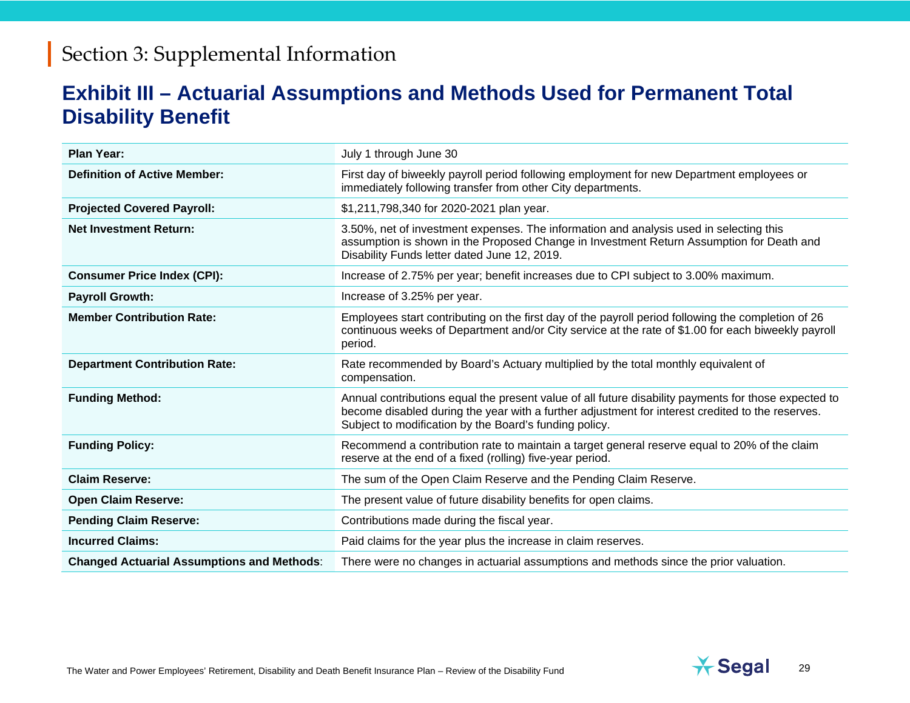## Section 3: Supplemental Information

# Exhibit III – Actuarial Assumptions and Methods Used for Permanent Total Disability Benefit

| | |
|---|---|
| **Plan Year:** | July 1 through June 30 |
| **Definition of Active Member:** | First day of biweekly payroll period following employment for new Department employees or immediately following transfer from other City departments. |
| **Projected Covered Payroll:** | $1,211,798,340 for 2020-2021 plan year. |
| **Net Investment Return:** | 3.50%, net of investment expenses. The information and analysis used in selecting this assumption is shown in the Proposed Change in Investment Return Assumption for Death and Disability Funds letter dated June 12, 2019. |
| **Consumer Price Index (CPI):** | Increase of 2.75% per year; benefit increases due to CPI subject to 3.00% maximum. |
| **Payroll Growth:** | Increase of 3.25% per year. |
| **Member Contribution Rate:** | Employees start contributing on the first day of the payroll period following the completion of 26 continuous weeks of Department and/or City service at the rate of $1.00 for each biweekly payroll period. |
| **Department Contribution Rate:** | Rate recommended by Board's Actuary multiplied by the total monthly equivalent of compensation. |
| **Funding Method:** | Annual contributions equal the present value of all future disability payments for those expected to become disabled during the year with a further adjustment for interest credited to the reserves. Subject to modification by the Board's funding policy. |
| **Funding Policy:** | Recommend a contribution rate to maintain a target general reserve equal to 20% of the claim reserve at the end of a fixed (rolling) five-year period. |
| **Claim Reserve:** | The sum of the Open Claim Reserve and the Pending Claim Reserve. |
| **Open Claim Reserve:** | The present value of future disability benefits for open claims. |
| **Pending Claim Reserve:** | Contributions made during the fiscal year. |
| **Incurred Claims:** | Paid claims for the year plus the increase in claim reserves. |
| **Changed Actuarial Assumptions and Methods**: | There were no changes in actuarial assumptions and methods since the prior valuation. |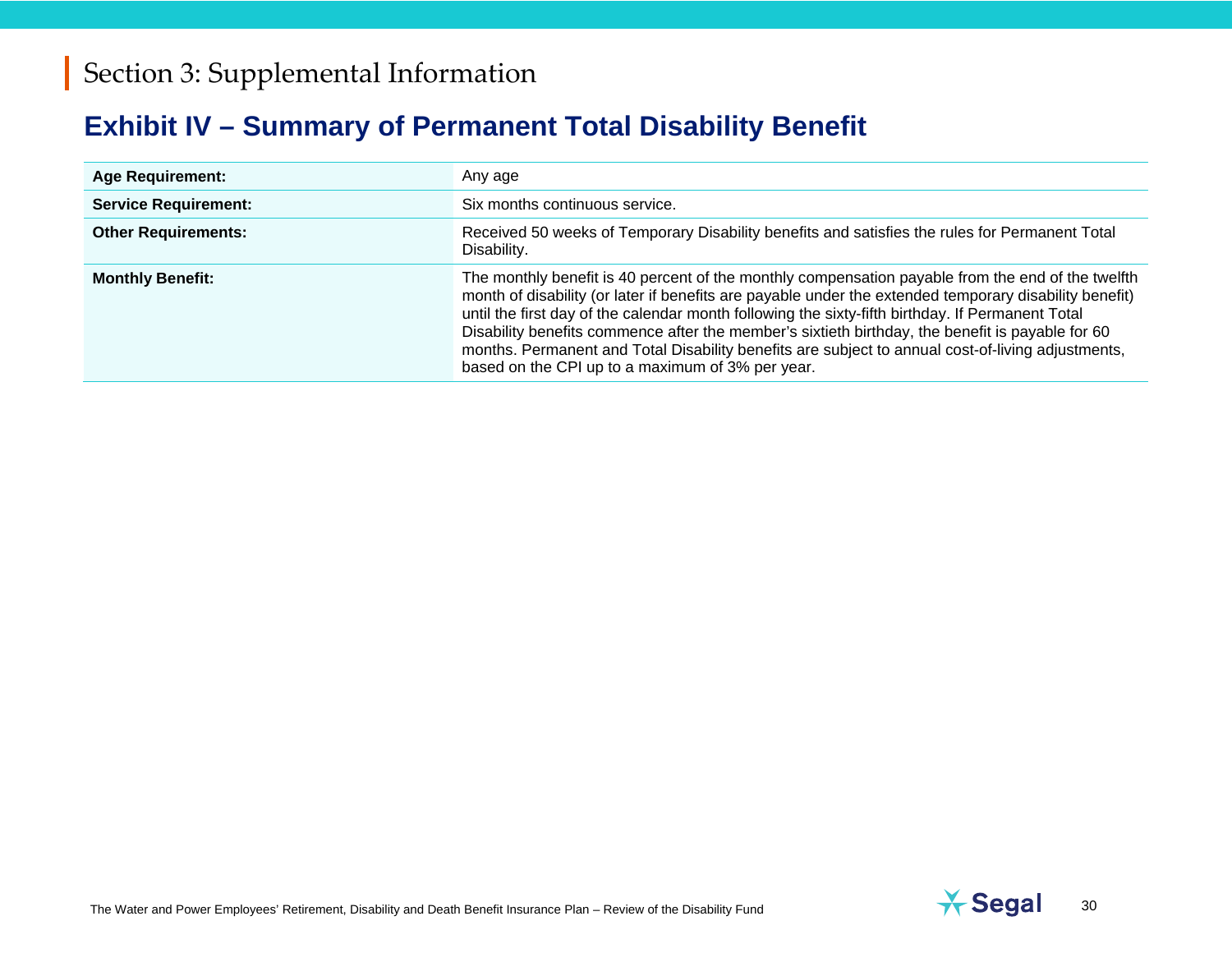# Section 3: Supplemental Information

## Exhibit IV – Summary of Permanent Total Disability Benefit

| | |
|---|---|
| **Age Requirement:** | Any age |
| **Service Requirement:** | Six months continuous service. |
| **Other Requirements:** | Received 50 weeks of Temporary Disability benefits and satisfies the rules for Permanent Total Disability. |
| **Monthly Benefit:** | The monthly benefit is 40 percent of the monthly compensation payable from the end of the twelfth month of disability (or later if benefits are payable under the extended temporary disability benefit) until the first day of the calendar month following the sixty-fifth birthday. If Permanent Total Disability benefits commence after the member's sixtieth birthday, the benefit is payable for 60 months. Permanent and Total Disability benefits are subject to annual cost-of-living adjustments, based on the CPI up to a maximum of 3% per year. |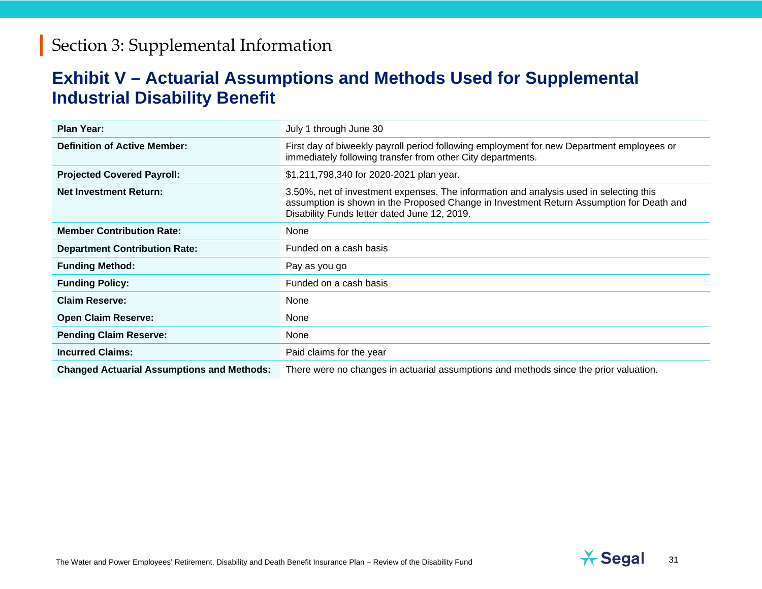# Section 3: Supplemental Information

## Exhibit V – Actuarial Assumptions and Methods Used for Supplemental Industrial Disability Benefit

| | |
|---|---|
| **Plan Year:** | July 1 through June 30 |
| **Definition of Active Member:** | First day of biweekly payroll period following employment for new Department employees or immediately following transfer from other City departments. |
| **Projected Covered Payroll:** | $1,211,798,340 for 2020-2021 plan year. |
| **Net Investment Return:** | 3.50%, net of investment expenses. The information and analysis used in selecting this assumption is shown in the Proposed Change in Investment Return Assumption for Death and Disability Funds letter dated June 12, 2019. |
| **Member Contribution Rate:** | None |
| **Department Contribution Rate:** | Funded on a cash basis |
| **Funding Method:** | Pay as you go |
| **Funding Policy:** | Funded on a cash basis |
| **Claim Reserve:** | None |
| **Open Claim Reserve:** | None |
| **Pending Claim Reserve:** | None |
| **Incurred Claims:** | Paid claims for the year |
| **Changed Actuarial Assumptions and Methods:** | There were no changes in actuarial assumptions and methods since the prior valuation. |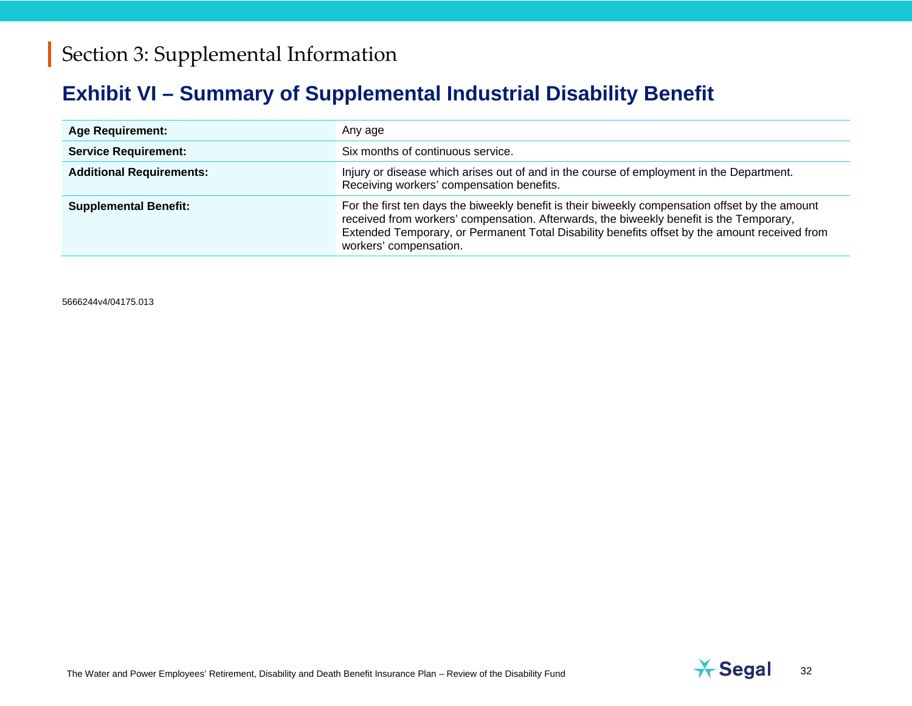# Section 3: Supplemental Information

## Exhibit VI – Summary of Supplemental Industrial Disability Benefit

| | |
|---|---|
| **Age Requirement:** | Any age |
| **Service Requirement:** | Six months of continuous service. |
| **Additional Requirements:** | Injury or disease which arises out of and in the course of employment in the Department. Receiving workers' compensation benefits. |
| **Supplemental Benefit:** | For the first ten days the biweekly benefit is their biweekly compensation offset by the amount received from workers' compensation. Afterwards, the biweekly benefit is the Temporary, Extended Temporary, or Permanent Total Disability benefits offset by the amount received from workers' compensation. |

5666244v4/04175.013